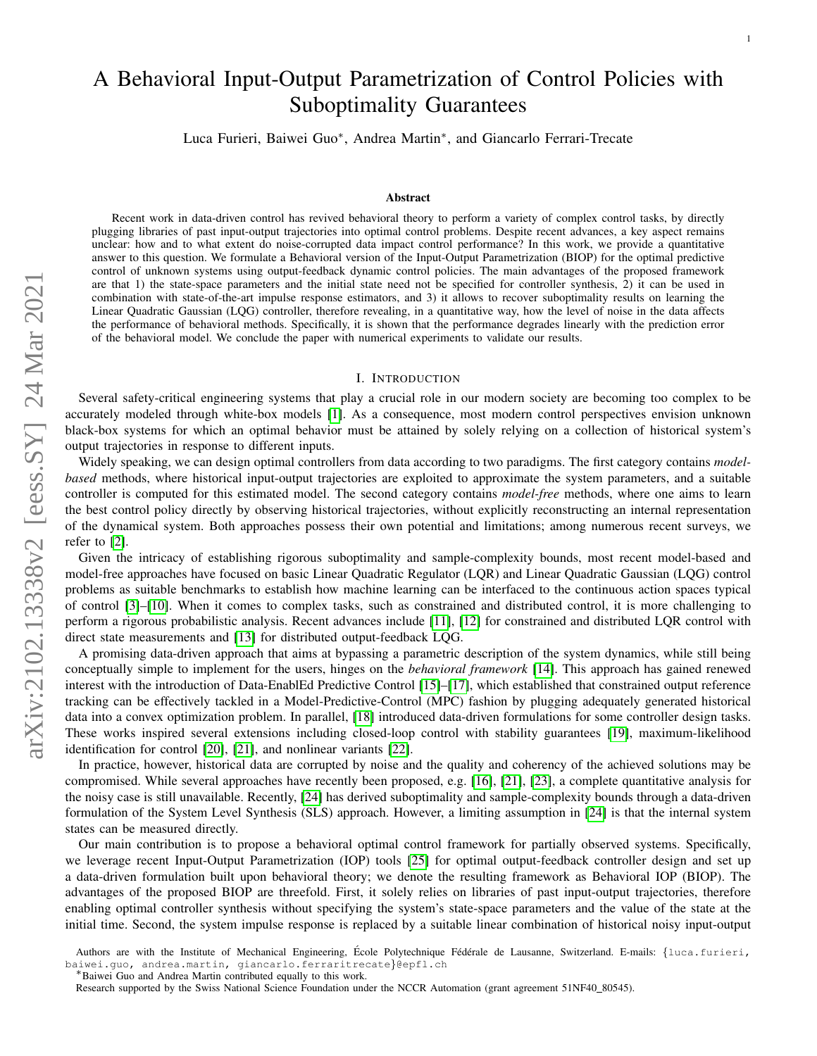# A Behavioral Input-Output Parametrization of Control Policies with Suboptimality Guarantees

Luca Furieri, Baiwei Guo*, Andrea Martin*, and Giancarlo Ferrari-Trecate

## Abstract

Recent work in data-driven control has revived behavioral theory to perform a variety of complex control tasks, by directly plugging libraries of past input-output trajectories into optimal control problems. Despite recent advances, a key aspect remains unclear: how and to what extent do noise-corrupted data impact control performance? In this work, we provide a quantitative answer to this question. We formulate a Behavioral version of the Input-Output Parametrization (BIOP) for the optimal predictive control of unknown systems using output-feedback dynamic control policies. The main advantages of the proposed framework are that 1) the state-space parameters and the initial state need not be specified for controller synthesis, 2) it can be used in combination with state-of-the-art impulse response estimators, and 3) it allows to recover suboptimality results on learning the Linear Quadratic Gaussian (LQG) controller, therefore revealing, in a quantitative way, how the level of noise in the data affects the performance of behavioral methods. Specifically, it is shown that the performance degrades linearly with the prediction error of the behavioral model. We conclude the paper with numerical experiments to validate our results.

## I. Introduction

Several safety-critical engineering systems that play a crucial role in our modern society are becoming too complex to be accurately modeled through white-box models [1]. As a consequence, most modern control perspectives envision unknown black-box systems for which an optimal behavior must be attained by solely relying on a collection of historical system's output trajectories in response to different inputs.

Widely speaking, we can design optimal controllers from data according to two paradigms. The first category contains *model-based* methods, where historical input-output trajectories are exploited to approximate the system parameters, and a suitable controller is computed for this estimated model. The second category contains *model-free* methods, where one aims to learn the best control policy directly by observing historical trajectories, without explicitly reconstructing an internal representation of the dynamical system. Both approaches possess their own potential and limitations; among numerous recent surveys, we refer to [2].

Given the intricacy of establishing rigorous suboptimality and sample-complexity bounds, most recent model-based and model-free approaches have focused on basic Linear Quadratic Regulator (LQR) and Linear Quadratic Gaussian (LQG) control problems as suitable benchmarks to establish how machine learning can be interfaced to the continuous action spaces typical of control [3]–[10]. When it comes to complex tasks, such as constrained and distributed control, it is more challenging to perform a rigorous probabilistic analysis. Recent advances include [11], [12] for constrained and distributed LQR control with direct state measurements and [13] for distributed output-feedback LQG.

A promising data-driven approach that aims at bypassing a parametric description of the system dynamics, while still being conceptually simple to implement for the users, hinges on the *behavioral framework* [14]. This approach has gained renewed interest with the introduction of Data-EnablEd Predictive Control [15]–[17], which established that constrained output reference tracking can be effectively tackled in a Model-Predictive-Control (MPC) fashion by plugging adequately generated historical data into a convex optimization problem. In parallel, [18] introduced data-driven formulations for some controller design tasks. These works inspired several extensions including closed-loop control with stability guarantees [19], maximum-likelihood identification for control [20], [21], and nonlinear variants [22].

In practice, however, historical data are corrupted by noise and the quality and coherency of the achieved solutions may be compromised. While several approaches have recently been proposed, e.g. [16], [21], [23], a complete quantitative analysis for the noisy case is still unavailable. Recently, [24] has derived suboptimality and sample-complexity bounds through a data-driven formulation of the System Level Synthesis (SLS) approach. However, a limiting assumption in [24] is that the internal system states can be measured directly.

Our main contribution is to propose a behavioral optimal control framework for partially observed systems. Specifically, we leverage recent Input-Output Parametrization (IOP) tools [25] for optimal output-feedback controller design and set up a data-driven formulation built upon behavioral theory; we denote the resulting framework as Behavioral IOP (BIOP). The advantages of the proposed BIOP are threefold. First, it solely relies on libraries of past input-output trajectories, therefore enabling optimal controller synthesis without specifying the system's state-space parameters and the value of the state at the initial time. Second, the system impulse response is replaced by a suitable linear combination of historical noisy input-output

---

Authors are with the Institute of Mechanical Engineering, École Polytechnique Fédérale de Lausanne, Switzerland. E-mails: {luca.furieri, baiwei.guo, andrea.martin, giancarlo.ferraritrecate}@epfl.ch

*Baiwei Guo and Andrea Martin contributed equally to this work.

Research supported by the Swiss National Science Foundation under the NCCR Automation (grant agreement 51NF40_80545).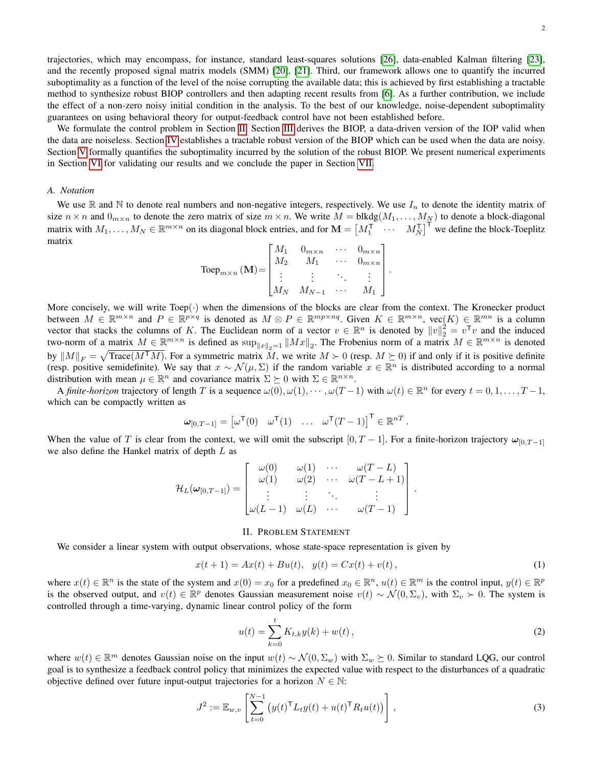trajectories, which may encompass, for instance, standard least-squares solutions [26], data-enabled Kalman filtering [23], and the recently proposed signal matrix models (SMM) [20], [21]. Third, our framework allows one to quantify the incurred suboptimality as a function of the level of the noise corrupting the available data; this is achieved by first establishing a tractable method to synthesize robust BIOP controllers and then adapting recent results from [6]. As a further contribution, we include the effect of a non-zero noisy initial condition in the analysis. To the best of our knowledge, noise-dependent suboptimality guarantees on using behavioral theory for output-feedback control have not been established before.

We formulate the control problem in Section II. Section III derives the BIOP, a data-driven version of the IOP valid when the data are noiseless. Section IV establishes a tractable robust version of the BIOP which can be used when the data are noisy. Section V formally quantifies the suboptimality incurred by the solution of the robust BIOP. We present numerical experiments in Section VI for validating our results and we conclude the paper in Section VII.

### A. Notation

We use $\mathbb{R}$ and $\mathbb{N}$ to denote real numbers and non-negative integers, respectively. We use $I_n$ to denote the identity matrix of size $n \times n$ and $0_{m\times n}$ to denote the zero matrix of size $m \times n$. We write $M = \text{blkdg}(M_1, \dots, M_N)$ to denote a block-diagonal matrix with $M_1, \dots, M_N \in \mathbb{R}^{m\times n}$ on its diagonal block entries, and for $\mathbf{M} = \begin{bmatrix} M_1^\mathsf{T} & \cdots & M_N^\mathsf{T} \end{bmatrix}^\mathsf{T}$ we define the block-Toeplitz matrix

$$\text{Toep}_{m\times n}(\mathbf{M}) = \begin{bmatrix} M_1 & 0_{m\times n} & \cdots & 0_{m\times n} \\ M_2 & M_1 & \cdots & 0_{m\times n} \\ \vdots & \vdots & \ddots & \vdots \\ M_N & M_{N-1} & \cdots & M_1 \end{bmatrix}.$$

More concisely, we will write $\text{Toep}(\cdot)$ when the dimensions of the blocks are clear from the context. The Kronecker product between $M \in \mathbb{R}^{m\times n}$ and $P \in \mathbb{R}^{p\times q}$ is denoted as $M \otimes P \in \mathbb{R}^{mp\times nq}$. Given $K \in \mathbb{R}^{m\times n}$, $\text{vec}(K) \in \mathbb{R}^{mn}$ is a column vector that stacks the columns of $K$. The Euclidean norm of a vector $v \in \mathbb{R}^n$ is denoted by $\|v\|_2^2 = v^\mathsf{T} v$ and the induced two-norm of a matrix $M \in \mathbb{R}^{m\times n}$ is defined as $\sup_{\|x\|_2=1} \|Mx\|_2$. The Frobenius norm of a matrix $M \in \mathbb{R}^{m\times n}$ is denoted by $\|M\|_F = \sqrt{\text{Trace}(M^\mathsf{T} M)}$. For a symmetric matrix $M$, we write $M \succ 0$ (resp. $M \succeq 0$) if and only if it is positive definite (resp. positive semidefinite). We say that $x \sim \mathcal{N}(\mu, \Sigma)$ if the random variable $x \in \mathbb{R}^n$ is distributed according to a normal distribution with mean $\mu \in \mathbb{R}^n$ and covariance matrix $\Sigma \succeq 0$ with $\Sigma \in \mathbb{R}^{n\times n}$.

A *finite-horizon* trajectory of length $T$ is a sequence $\omega(0), \omega(1), \cdots, \omega(T-1)$ with $\omega(t) \in \mathbb{R}^n$ for every $t = 0, 1, \dots, T-1$, which can be compactly written as

$$\boldsymbol{\omega}_{[0,T-1]} = \begin{bmatrix} \omega^\mathsf{T}(0) & \omega^\mathsf{T}(1) & \dots & \omega^\mathsf{T}(T-1) \end{bmatrix}^\mathsf{T} \in \mathbb{R}^{nT}.$$

When the value of $T$ is clear from the context, we will omit the subscript $[0, T-1]$. For a finite-horizon trajectory $\boldsymbol{\omega}_{[0,T-1]}$ we also define the Hankel matrix of depth $L$ as

$$\mathcal{H}_L(\boldsymbol{\omega}_{[0,T-1]}) = \begin{bmatrix} \omega(0) & \omega(1) & \cdots & \omega(T-L) \\ \omega(1) & \omega(2) & \cdots & \omega(T-L+1) \\ \vdots & \vdots & \ddots & \vdots \\ \omega(L-1) & \omega(L) & \cdots & \omega(T-1) \end{bmatrix}.$$

## II. Problem Statement

We consider a linear system with output observations, whose state-space representation is given by

$$x(t+1) = Ax(t) + Bu(t), \quad y(t) = Cx(t) + v(t), \tag{1}$$

where $x(t) \in \mathbb{R}^n$ is the state of the system and $x(0) = x_0$ for a predefined $x_0 \in \mathbb{R}^n$, $u(t) \in \mathbb{R}^m$ is the control input, $y(t) \in \mathbb{R}^p$ is the observed output, and $v(t) \in \mathbb{R}^p$ denotes Gaussian measurement noise $v(t) \sim \mathcal{N}(0, \Sigma_v)$, with $\Sigma_v \succ 0$. The system is controlled through a time-varying, dynamic linear control policy of the form

$$u(t) = \sum_{k=0}^{t} K_{t,k} y(k) + w(t), \tag{2}$$

where $w(t) \in \mathbb{R}^m$ denotes Gaussian noise on the input $w(t) \sim \mathcal{N}(0, \Sigma_w)$ with $\Sigma_w \succeq 0$. Similar to standard LQG, our control goal is to synthesize a feedback control policy that minimizes the expected value with respect to the disturbances of a quadratic objective defined over future input-output trajectories for a horizon $N \in \mathbb{N}$:

$$J^2 := \mathbb{E}_{w,v}\left[\sum_{t=0}^{N-1} \left(y(t)^\mathsf{T} L_t y(t) + u(t)^\mathsf{T} R_t u(t)\right)\right], \tag{3}$$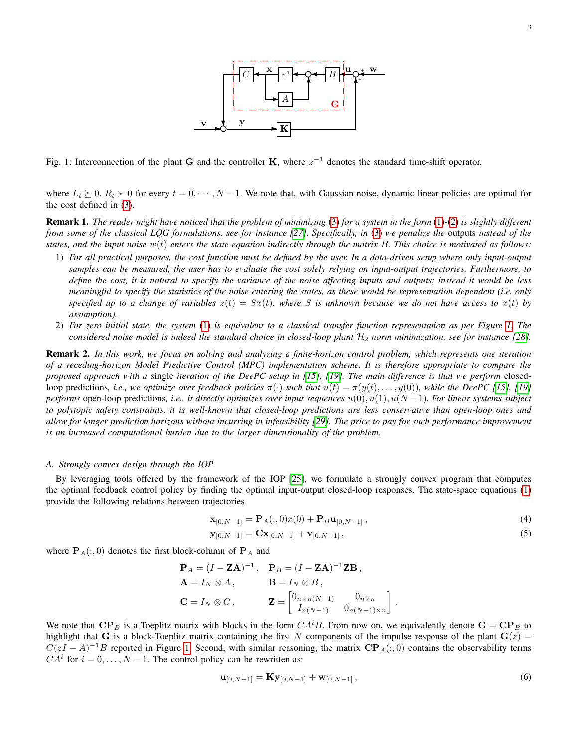Fig. 1: Interconnection of the plant $\mathbf{G}$ and the controller $\mathbf{K}$, where $z^{-1}$ denotes the standard time-shift operator.

where $L_t \succeq 0$, $R_t \succ 0$ for every $t = 0, \cdots, N-1$. We note that, with Gaussian noise, dynamic linear policies are optimal for the cost defined in (3).

**Remark 1.** *The reader might have noticed that the problem of minimizing (3) for a system in the form (1)-(2) is slightly different from some of the classical LQG formulations, see for instance [27]. Specifically, in (3) we penalize the* outputs *instead of the states, and the input noise $w(t)$ enters the state equation indirectly through the matrix $B$. This choice is motivated as follows:*

1) *For all practical purposes, the cost function must be defined by the user. In a data-driven setup where only input-output samples can be measured, the user has to evaluate the cost solely relying on input-output trajectories. Furthermore, to define the cost, it is natural to specify the variance of the noise affecting inputs and outputs; instead it would be less meaningful to specify the statistics of the noise entering the states, as these would be representation dependent (i.e. only specified up to a change of variables $z(t) = Sx(t)$, where $S$ is unknown because we do not have access to $x(t)$ by assumption).*
2) *For zero initial state, the system (1) is equivalent to a classical transfer function representation as per Figure 1. The considered noise model is indeed the standard choice in closed-loop plant $\mathcal{H}_2$ norm minimization, see for instance [28].*

**Remark 2.** *In this work, we focus on solving and analyzing a finite-horizon control problem, which represents one iteration of a receding-horizon Model Predictive Control (MPC) implementation scheme. It is therefore appropriate to compare the proposed approach with a* single *iteration of the DeePC setup in [15], [19]. The main difference is that we perform* closed-loop predictions*, i.e., we optimize over feedback policies $\pi(\cdot)$ such that $u(t) = \pi(y(t), \dots, y(0))$, while the DeePC [15], [19] performs* open-loop predictions*, i.e., it directly optimizes over input sequences $u(0), u(1), u(N-1)$. For linear systems subject to polytopic safety constraints, it is well-known that closed-loop predictions are less conservative than open-loop ones and allow for longer prediction horizons without incurring in infeasibility [29]. The price to pay for such performance improvement is an increased computational burden due to the larger dimensionality of the problem.*

### A. Strongly convex design through the IOP

By leveraging tools offered by the framework of the IOP [25], we formulate a strongly convex program that computes the optimal feedback control policy by finding the optimal input-output closed-loop responses. The state-space equations (1) provide the following relations between trajectories

$$\mathbf{x}_{[0,N-1]} = \mathbf{P}_A(:,0)x(0) + \mathbf{P}_B\mathbf{u}_{[0,N-1]}\,, \tag{4}$$

$$\mathbf{y}_{[0,N-1]} = \mathbf{C}\mathbf{x}_{[0,N-1]} + \mathbf{v}_{[0,N-1]}\,, \tag{5}$$

where $\mathbf{P}_A(:,0)$ denotes the first block-column of $\mathbf{P}_A$ and

$$\mathbf{P}_A = (I - \mathbf{Z}\mathbf{A})^{-1}\,, \quad \mathbf{P}_B = (I - \mathbf{Z}\mathbf{A})^{-1}\mathbf{Z}\mathbf{B}\,,$$
$$\mathbf{A} = I_N \otimes A\,, \qquad \mathbf{B} = I_N \otimes B\,,$$
$$\mathbf{C} = I_N \otimes C\,, \qquad \mathbf{Z} = \begin{bmatrix} 0_{n\times n(N-1)} & 0_{n\times n} \\ I_{n(N-1)} & 0_{n(N-1)\times n} \end{bmatrix}\,.$$

We note that $\mathbf{C}\mathbf{P}_B$ is a Toeplitz matrix with blocks in the form $CA^iB$. From now on, we equivalently denote $\mathbf{G} = \mathbf{C}\mathbf{P}_B$ to highlight that $\mathbf{G}$ is a block-Toeplitz matrix containing the first $N$ components of the impulse response of the plant $\mathbf{G}(z) = C(zI - A)^{-1}B$ reported in Figure 1. Second, with similar reasoning, the matrix $\mathbf{C}\mathbf{P}_A(:,0)$ contains the observability terms $CA^i$ for $i = 0, \dots, N-1$. The control policy can be rewritten as:

$$\mathbf{u}_{[0,N-1]} = \mathbf{K}\mathbf{y}_{[0,N-1]} + \mathbf{w}_{[0,N-1]}\,, \tag{6}$$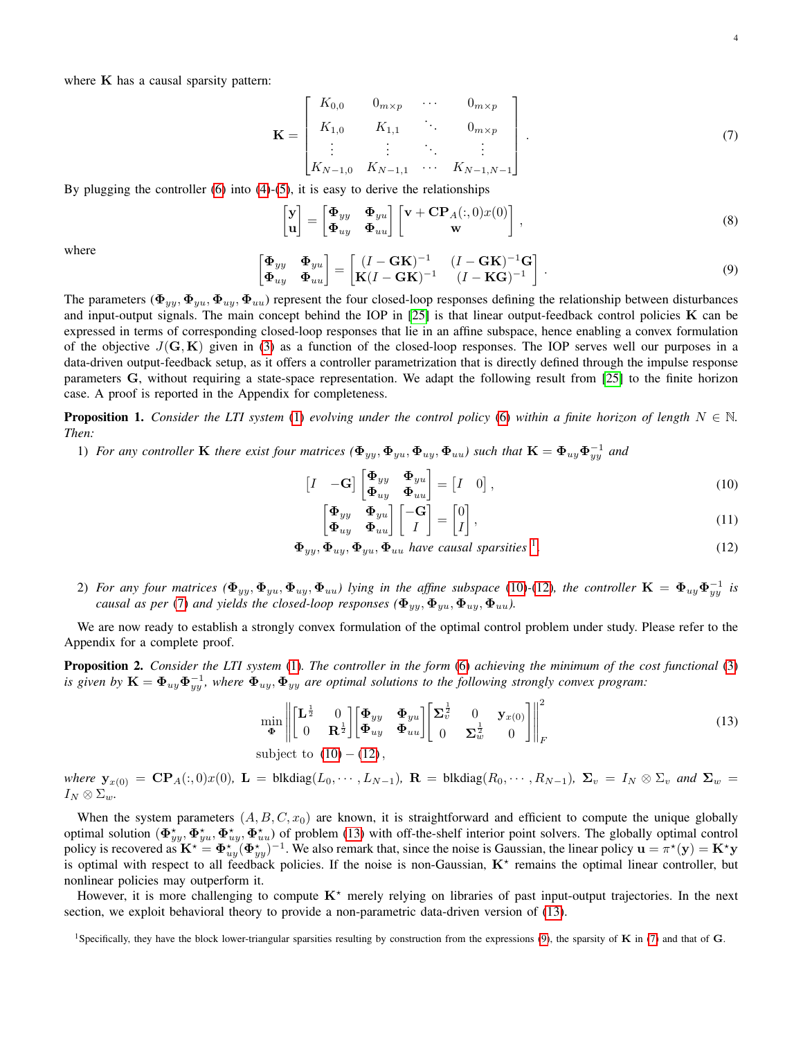where $\mathbf{K}$ has a causal sparsity pattern:

$$\mathbf{K} = \begin{bmatrix} K_{0,0} & 0_{m\times p} & \cdots & 0_{m\times p} \\ K_{1,0} & K_{1,1} & \ddots & 0_{m\times p} \\ \vdots & \vdots & \ddots & \vdots \\ K_{N-1,0} & K_{N-1,1} & \cdots & K_{N-1,N-1} \end{bmatrix}. \tag{7}$$

By plugging the controller (6) into (4)-(5), it is easy to derive the relationships

$$\begin{bmatrix} \mathbf{y} \\ \mathbf{u} \end{bmatrix} = \begin{bmatrix} \mathbf{\Phi}_{yy} & \mathbf{\Phi}_{yu} \\ \mathbf{\Phi}_{uy} & \mathbf{\Phi}_{uu} \end{bmatrix} \begin{bmatrix} \mathbf{v} + \mathbf{C}\mathbf{P}_A(:,0)x(0) \\ \mathbf{w} \end{bmatrix}, \tag{8}$$

where

$$\begin{bmatrix} \mathbf{\Phi}_{yy} & \mathbf{\Phi}_{yu} \\ \mathbf{\Phi}_{uy} & \mathbf{\Phi}_{uu} \end{bmatrix} = \begin{bmatrix} (I-\mathbf{G}\mathbf{K})^{-1} & (I-\mathbf{G}\mathbf{K})^{-1}\mathbf{G} \\ \mathbf{K}(I-\mathbf{G}\mathbf{K})^{-1} & (I-\mathbf{K}\mathbf{G})^{-1} \end{bmatrix}. \tag{9}$$

The parameters $(\mathbf{\Phi}_{yy}, \mathbf{\Phi}_{yu}, \mathbf{\Phi}_{uy}, \mathbf{\Phi}_{uu})$ represent the four closed-loop responses defining the relationship between disturbances and input-output signals. The main concept behind the IOP in [25] is that linear output-feedback control policies $\mathbf{K}$ can be expressed in terms of corresponding closed-loop responses that lie in an affine subspace, hence enabling a convex formulation of the objective $J(\mathbf{G},\mathbf{K})$ given in (3) as a function of the closed-loop responses. The IOP serves well our purposes in a data-driven output-feedback setup, as it offers a controller parametrization that is directly defined through the impulse response parameters $\mathbf{G}$, without requiring a state-space representation. We adapt the following result from [25] to the finite horizon case. A proof is reported in the Appendix for completeness.

**Proposition 1.** *Consider the LTI system (1) evolving under the control policy (6) within a finite horizon of length $N \in \mathbb{N}$. Then:*

1) *For any controller $\mathbf{K}$ there exist four matrices $(\mathbf{\Phi}_{yy}, \mathbf{\Phi}_{yu}, \mathbf{\Phi}_{uy}, \mathbf{\Phi}_{uu})$ such that $\mathbf{K} = \mathbf{\Phi}_{uy}\mathbf{\Phi}_{yy}^{-1}$ and*

$$\begin{bmatrix} I & -\mathbf{G} \end{bmatrix} \begin{bmatrix} \mathbf{\Phi}_{yy} & \mathbf{\Phi}_{yu} \\ \mathbf{\Phi}_{uy} & \mathbf{\Phi}_{uu} \end{bmatrix} = \begin{bmatrix} I & 0 \end{bmatrix}, \tag{10}$$

$$\begin{bmatrix} \mathbf{\Phi}_{yy} & \mathbf{\Phi}_{yu} \\ \mathbf{\Phi}_{uy} & \mathbf{\Phi}_{uu} \end{bmatrix} \begin{bmatrix} -\mathbf{G} \\ I \end{bmatrix} = \begin{bmatrix} 0 \\ I \end{bmatrix}, \tag{11}$$

$$\mathbf{\Phi}_{yy}, \mathbf{\Phi}_{uy}, \mathbf{\Phi}_{yu}, \mathbf{\Phi}_{uu} \text{ have causal sparsities [1].} \tag{12}$$

2) *For any four matrices $(\mathbf{\Phi}_{yy}, \mathbf{\Phi}_{yu}, \mathbf{\Phi}_{uy}, \mathbf{\Phi}_{uu})$ lying in the affine subspace (10)-(12), the controller $\mathbf{K} = \mathbf{\Phi}_{uy}\mathbf{\Phi}_{yy}^{-1}$ is causal as per (7) and yields the closed-loop responses $(\mathbf{\Phi}_{yy}, \mathbf{\Phi}_{yu}, \mathbf{\Phi}_{uy}, \mathbf{\Phi}_{uu})$.*

We are now ready to establish a strongly convex formulation of the optimal control problem under study. Please refer to the Appendix for a complete proof.

**Proposition 2.** *Consider the LTI system (1). The controller in the form (6) achieving the minimum of the cost functional (3) is given by $\mathbf{K} = \mathbf{\Phi}_{uy}\mathbf{\Phi}_{yy}^{-1}$, where $\mathbf{\Phi}_{uy}, \mathbf{\Phi}_{yy}$ are optimal solutions to the following strongly convex program:*

$$\begin{aligned} \min_{\mathbf{\Phi}} \; & \left\| \begin{bmatrix} \mathbf{L}^{\frac{1}{2}} & 0 \\ 0 & \mathbf{R}^{\frac{1}{2}} \end{bmatrix} \begin{bmatrix} \mathbf{\Phi}_{yy} & \mathbf{\Phi}_{yu} \\ \mathbf{\Phi}_{uy} & \mathbf{\Phi}_{uu} \end{bmatrix} \begin{bmatrix} \mathbf{\Sigma}_v^{\frac{1}{2}} & 0 & \mathbf{y}_{x(0)} \\ 0 & \mathbf{\Sigma}_w^{\frac{1}{2}} & 0 \end{bmatrix} \right\|_F^2 \\ & \text{subject to } (10)-(12), \end{aligned} \tag{13}$$

*where $\mathbf{y}_{x(0)} = \mathbf{C}\mathbf{P}_A(:,0)x(0)$, $\mathbf{L} = \text{blkdiag}(L_0, \cdots, L_{N-1})$, $\mathbf{R} = \text{blkdiag}(R_0, \cdots, R_{N-1})$, $\mathbf{\Sigma}_v = I_N \otimes \Sigma_v$ and $\mathbf{\Sigma}_w = I_N \otimes \Sigma_w$.*

When the system parameters $(A, B, C, x_0)$ are known, it is straightforward and efficient to compute the unique globally optimal solution $(\mathbf{\Phi}_{yy}^\star, \mathbf{\Phi}_{yu}^\star, \mathbf{\Phi}_{uy}^\star, \mathbf{\Phi}_{uu}^\star)$ of problem (13) with off-the-shelf interior point solvers. The globally optimal control policy is recovered as $\mathbf{K}^\star = \mathbf{\Phi}_{uy}^\star(\mathbf{\Phi}_{yy}^\star)^{-1}$. We also remark that, since the noise is Gaussian, the linear policy $\mathbf{u} = \pi^\star(\mathbf{y}) = \mathbf{K}^\star\mathbf{y}$ is optimal with respect to all feedback policies. If the noise is non-Gaussian, $\mathbf{K}^\star$ remains the optimal linear controller, but nonlinear policies may outperform it.

However, it is more challenging to compute $\mathbf{K}^\star$ merely relying on libraries of past input-output trajectories. In the next section, we exploit behavioral theory to provide a non-parametric data-driven version of (13).

[1] Specifically, they have the block lower-triangular sparsities resulting by construction from the expressions (9), the sparsity of $\mathbf{K}$ in (7) and that of $\mathbf{G}$.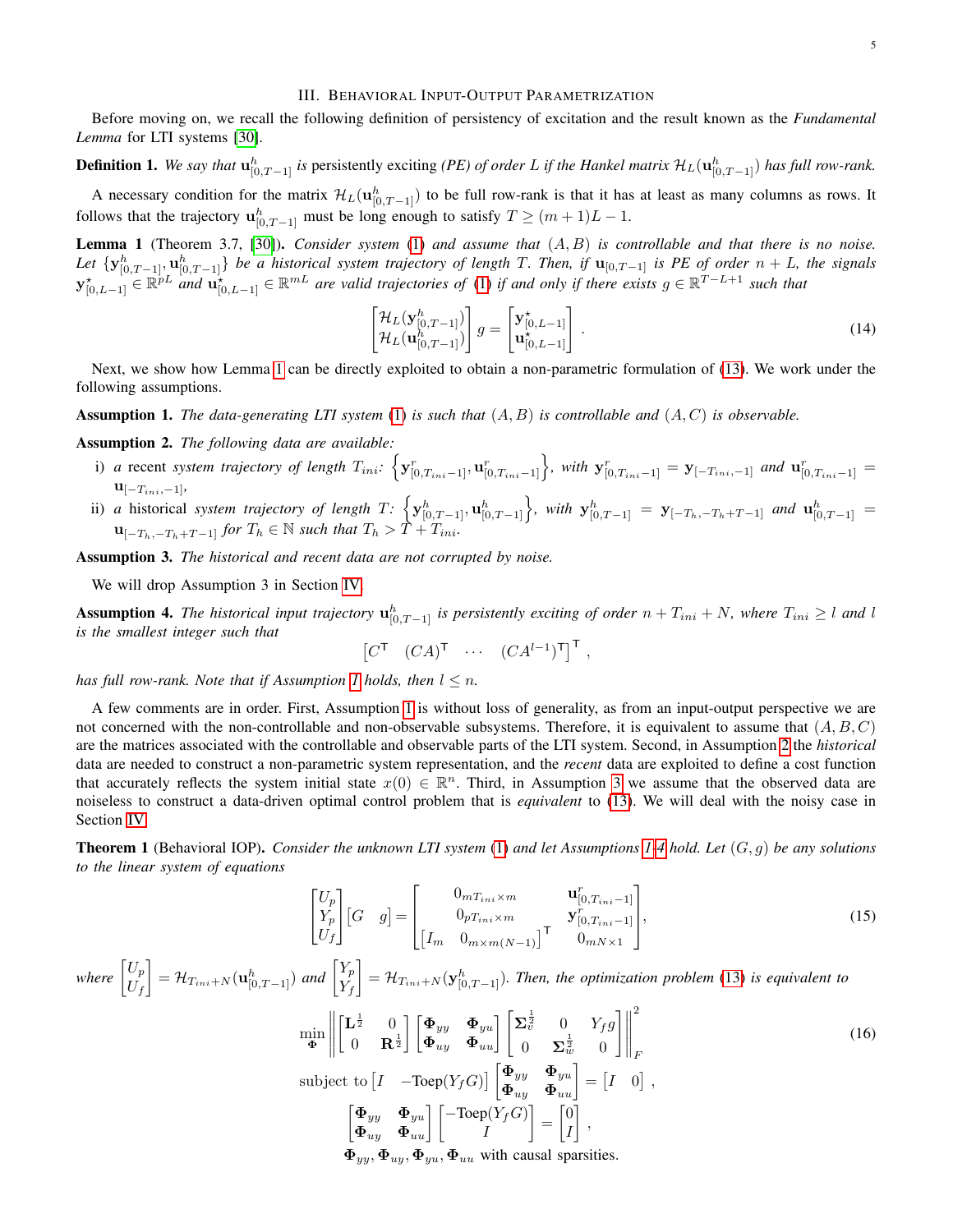## III. Behavioral Input-Output Parametrization

Before moving on, we recall the following definition of persistency of excitation and the result known as the *Fundamental Lemma* for LTI systems [30].

**Definition 1.** *We say that $\mathbf{u}^h_{[0,T-1]}$ is* persistently exciting *(PE) of order $L$ if the Hankel matrix $\mathcal{H}_L(\mathbf{u}^h_{[0,T-1]})$ has full row-rank.*

A necessary condition for the matrix $\mathcal{H}_L(\mathbf{u}^h_{[0,T-1]})$ to be full row-rank is that it has at least as many columns as rows. It follows that the trajectory $\mathbf{u}^h_{[0,T-1]}$ must be long enough to satisfy $T \geq (m+1)L-1$.

**Lemma 1** (Theorem 3.7, [30]). *Consider system (1) and assume that $(A,B)$ is controllable and that there is no noise. Let $\{\mathbf{y}^h_{[0,T-1]}, \mathbf{u}^h_{[0,T-1]}\}$ be a historical system trajectory of length $T$. Then, if $\mathbf{u}_{[0,T-1]}$ is PE of order $n+L$, the signals $\mathbf{y}^\star_{[0,L-1]} \in \mathbb{R}^{pL}$ and $\mathbf{u}^\star_{[0,L-1]} \in \mathbb{R}^{mL}$ are valid trajectories of (1) if and only if there exists $g \in \mathbb{R}^{T-L+1}$ such that*

$$
\begin{bmatrix} \mathcal{H}_L(\mathbf{y}^h_{[0,T-1]}) \\ \mathcal{H}_L(\mathbf{u}^h_{[0,T-1]}) \end{bmatrix} g = \begin{bmatrix} \mathbf{y}^\star_{[0,L-1]} \\ \mathbf{u}^\star_{[0,L-1]} \end{bmatrix} . \tag{14}
$$

Next, we show how Lemma 1 can be directly exploited to obtain a non-parametric formulation of (13). We work under the following assumptions.

**Assumption 1.** *The data-generating LTI system (1) is such that $(A,B)$ is controllable and $(A,C)$ is observable.*

**Assumption 2.** *The following data are available:*

i) *a* recent *system trajectory of length $T_{ini}$: $\left\{\mathbf{y}^r_{[0,T_{ini}-1]}, \mathbf{u}^r_{[0,T_{ini}-1]}\right\}$, with $\mathbf{y}^r_{[0,T_{ini}-1]} = \mathbf{y}_{[-T_{ini},-1]}$ and $\mathbf{u}^r_{[0,T_{ini}-1]} = \mathbf{u}_{[-T_{ini},-1]}$,*

ii) *a* historical *system trajectory of length $T$: $\left\{\mathbf{y}^h_{[0,T-1]}, \mathbf{u}^h_{[0,T-1]}\right\}$, with $\mathbf{y}^h_{[0,T-1]} = \mathbf{y}_{[-T_h,-T_h+T-1]}$ and $\mathbf{u}^h_{[0,T-1]} = \mathbf{u}_{[-T_h,-T_h+T-1]}$ for $T_h \in \mathbb{N}$ such that $T_h > T + T_{ini}$.*

**Assumption 3.** *The historical and recent data are not corrupted by noise.*

We will drop Assumption 3 in Section IV.

**Assumption 4.** *The historical input trajectory $\mathbf{u}^h_{[0,T-1]}$ is persistently exciting of order $n + T_{ini} + N$, where $T_{ini} \geq l$ and $l$ is the smallest integer such that*

$$
\begin{bmatrix} C^\mathsf{T} & (CA)^\mathsf{T} & \cdots & (CA^{l-1})^\mathsf{T} \end{bmatrix}^\mathsf{T} ,
$$

*has full row-rank. Note that if Assumption 1 holds, then $l \leq n$.*

A few comments are in order. First, Assumption 1 is without loss of generality, as from an input-output perspective we are not concerned with the non-controllable and non-observable subsystems. Therefore, it is equivalent to assume that $(A,B,C)$ are the matrices associated with the controllable and observable parts of the LTI system. Second, in Assumption 2 the *historical* data are needed to construct a non-parametric system representation, and the *recent* data are exploited to define a cost function that accurately reflects the system initial state $x(0) \in \mathbb{R}^n$. Third, in Assumption 3 we assume that the observed data are noiseless to construct a data-driven optimal control problem that is *equivalent* to (13). We will deal with the noisy case in Section IV.

**Theorem 1** (Behavioral IOP). *Consider the unknown LTI system (1) and let Assumptions 1-4 hold. Let $(G,g)$ be any solutions to the linear system of equations*

$$
\begin{bmatrix} U_p \\ Y_p \\ U_f \end{bmatrix} \begin{bmatrix} G & g \end{bmatrix} = \begin{bmatrix} 0_{mT_{ini}\times m} & \mathbf{u}^r_{[0,T_{ini}-1]} \\ 0_{pT_{ini}\times m} & \mathbf{y}^r_{[0,T_{ini}-1]} \\ \begin{bmatrix} I_m & 0_{m\times m(N-1)} \end{bmatrix}^\mathsf{T} & 0_{mN\times 1} \end{bmatrix}, \tag{15}
$$

*where $\begin{bmatrix} U_p \\ U_f \end{bmatrix} = \mathcal{H}_{T_{ini}+N}(\mathbf{u}^h_{[0,T-1]})$ and $\begin{bmatrix} Y_p \\ Y_f \end{bmatrix} = \mathcal{H}_{T_{ini}+N}(\mathbf{y}^h_{[0,T-1]})$. Then, the optimization problem (13) is equivalent to*

$$
\begin{aligned}
\min_{\mathbf{\Phi}} \quad & \left\| \begin{bmatrix} \mathbf{L}^{\frac{1}{2}} & 0 \\ 0 & \mathbf{R}^{\frac{1}{2}} \end{bmatrix} \begin{bmatrix} \mathbf{\Phi}_{yy} & \mathbf{\Phi}_{yu} \\ \mathbf{\Phi}_{uy} & \mathbf{\Phi}_{uu} \end{bmatrix} \begin{bmatrix} \mathbf{\Sigma}_v^{\frac{1}{2}} & 0 & Y_f g \\ 0 & \mathbf{\Sigma}_w^{\frac{1}{2}} & 0 \end{bmatrix} \right\|_F^2 \\
\text{subject to} \quad & \begin{bmatrix} I & -\text{Toep}(Y_f G) \end{bmatrix} \begin{bmatrix} \mathbf{\Phi}_{yy} & \mathbf{\Phi}_{yu} \\ \mathbf{\Phi}_{uy} & \mathbf{\Phi}_{uu} \end{bmatrix} = \begin{bmatrix} I & 0 \end{bmatrix} , \\
& \begin{bmatrix} \mathbf{\Phi}_{yy} & \mathbf{\Phi}_{yu} \\ \mathbf{\Phi}_{uy} & \mathbf{\Phi}_{uu} \end{bmatrix} \begin{bmatrix} -\text{Toep}(Y_f G) \\ I \end{bmatrix} = \begin{bmatrix} 0 \\ I \end{bmatrix} , \\
& \mathbf{\Phi}_{yy}, \mathbf{\Phi}_{uy}, \mathbf{\Phi}_{yu}, \mathbf{\Phi}_{uu} \text{ with causal sparsities.}
\end{aligned} \tag{16}
$$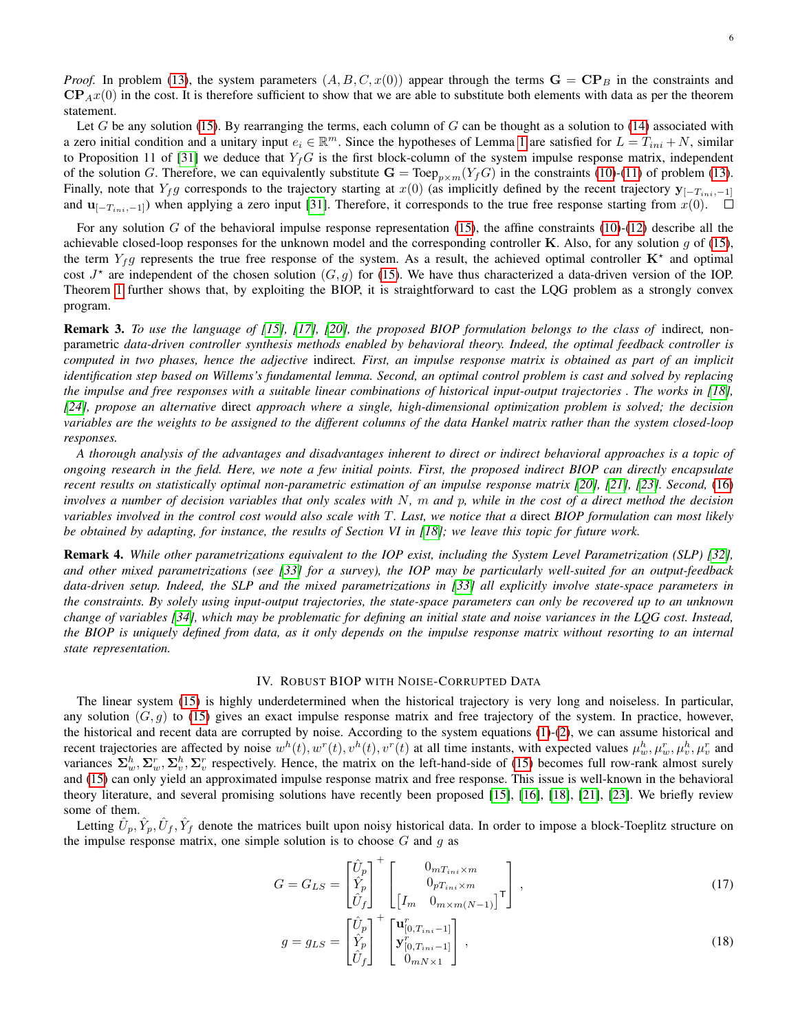*Proof.* In problem (13), the system parameters $(A, B, C, x(0))$ appear through the terms $\mathbf{G} = \mathbf{CP}_B$ in the constraints and $\mathbf{CP}_A x(0)$ in the cost. It is therefore sufficient to show that we are able to substitute both elements with data as per the theorem statement.

Let $G$ be any solution (15). By rearranging the terms, each column of $G$ can be thought as a solution to (14) associated with a zero initial condition and a unitary input $e_i \in \mathbb{R}^m$. Since the hypotheses of Lemma 1 are satisfied for $L = T_{ini} + N$, similar to Proposition 11 of [31] we deduce that $Y_f G$ is the first block-column of the system impulse response matrix, independent of the solution $G$. Therefore, we can equivalently substitute $\mathbf{G} = \text{Toep}_{p\times m}(Y_f G)$ in the constraints (10)-(11) of problem (13). Finally, note that $Y_f g$ corresponds to the trajectory starting at $x(0)$ (as implicitly defined by the recent trajectory $\mathbf{y}_{[-T_{ini},-1]}$ and $\mathbf{u}_{[-T_{ini},-1]}$) when applying a zero input [31]. Therefore, it corresponds to the true free response starting from $x(0)$. $\square$

For any solution $G$ of the behavioral impulse response representation (15), the affine constraints (10)-(12) describe all the achievable closed-loop responses for the unknown model and the corresponding controller $\mathbf{K}$. Also, for any solution $g$ of (15), the term $Y_f g$ represents the true free response of the system. As a result, the achieved optimal controller $\mathbf{K}^\star$ and optimal cost $J^\star$ are independent of the chosen solution $(G, g)$ for (15). We have thus characterized a data-driven version of the IOP. Theorem 1 further shows that, by exploiting the BIOP, it is straightforward to cast the LQG problem as a strongly convex program.

**Remark 3.** *To use the language of [15], [17], [20], the proposed BIOP formulation belongs to the class of* indirect*, non-parametric data-driven controller synthesis methods enabled by behavioral theory. Indeed, the optimal feedback controller is computed in two phases, hence the adjective* indirect*. First, an impulse response matrix is obtained as part of an implicit identification step based on Willems's fundamental lemma. Second, an optimal control problem is cast and solved by replacing the impulse and free responses with a suitable linear combinations of historical input-output trajectories . The works in [18], [24], propose an alternative* direct *approach where a single, high-dimensional optimization problem is solved; the decision variables are the weights to be assigned to the different columns of the data Hankel matrix rather than the system closed-loop responses.*

*A thorough analysis of the advantages and disadvantages inherent to direct or indirect behavioral approaches is a topic of ongoing research in the field. Here, we note a few initial points. First, the proposed indirect BIOP can directly encapsulate recent results on statistically optimal non-parametric estimation of an impulse response matrix [20], [21], [23]. Second, (16) involves a number of decision variables that only scales with $N$, $m$ and $p$, while in the cost of a direct method the decision variables involved in the control cost would also scale with $T$. Last, we notice that a* direct *BIOP formulation can most likely be obtained by adapting, for instance, the results of Section VI in [18]; we leave this topic for future work.*

**Remark 4.** *While other parametrizations equivalent to the IOP exist, including the System Level Parametrization (SLP) [32], and other mixed parametrizations (see [33] for a survey), the IOP may be particularly well-suited for an output-feedback data-driven setup. Indeed, the SLP and the mixed parametrizations in [33] all explicitly involve state-space parameters in the constraints. By solely using input-output trajectories, the state-space parameters can only be recovered up to an unknown change of variables [34], which may be problematic for defining an initial state and noise variances in the LQG cost. Instead, the BIOP is uniquely defined from data, as it only depends on the impulse response matrix without resorting to an internal state representation.*

## IV. Robust BIOP with Noise-Corrupted Data

The linear system (15) is highly underdetermined when the historical trajectory is very long and noiseless. In particular, any solution $(G, g)$ to (15) gives an exact impulse response matrix and free trajectory of the system. In practice, however, the historical and recent data are corrupted by noise. According to the system equations (1)-(2), we can assume historical and recent trajectories are affected by noise $w^h(t), w^r(t), v^h(t), v^r(t)$ at all time instants, with expected values $\mu_w^h, \mu_w^r, \mu_v^h, \mu_v^r$ and variances $\mathbf{\Sigma}_w^h, \mathbf{\Sigma}_w^r, \mathbf{\Sigma}_v^h, \mathbf{\Sigma}_v^r$ respectively. Hence, the matrix on the left-hand-side of (15) becomes full row-rank almost surely and (15) can only yield an approximated impulse response matrix and free response. This issue is well-known in the behavioral theory literature, and several promising solutions have recently been proposed [15], [16], [18], [21], [23]. We briefly review some of them.

Letting $\hat{U}_p, \hat{Y}_p, \hat{U}_f, \hat{Y}_f$ denote the matrices built upon noisy historical data. In order to impose a block-Toeplitz structure on the impulse response matrix, one simple solution is to choose $G$ and $g$ as

$$G = G_{LS} = \begin{bmatrix} \hat{U}_p \\ \hat{Y}_p \\ \hat{U}_f \end{bmatrix}^+ \begin{bmatrix} 0_{mT_{ini}\times m} \\ 0_{pT_{ini}\times m} \\ \begin{bmatrix} I_m & 0_{m\times m(N-1)} \end{bmatrix}^\mathsf{T} \end{bmatrix}, \tag{17}$$

$$g = g_{LS} = \begin{bmatrix} \hat{U}_p \\ \hat{Y}_p \\ \hat{U}_f \end{bmatrix}^+ \begin{bmatrix} \mathbf{u}^r_{[0,T_{ini}-1]} \\ \mathbf{y}^r_{[0,T_{ini}-1]} \\ 0_{mN\times 1} \end{bmatrix}, \tag{18}$$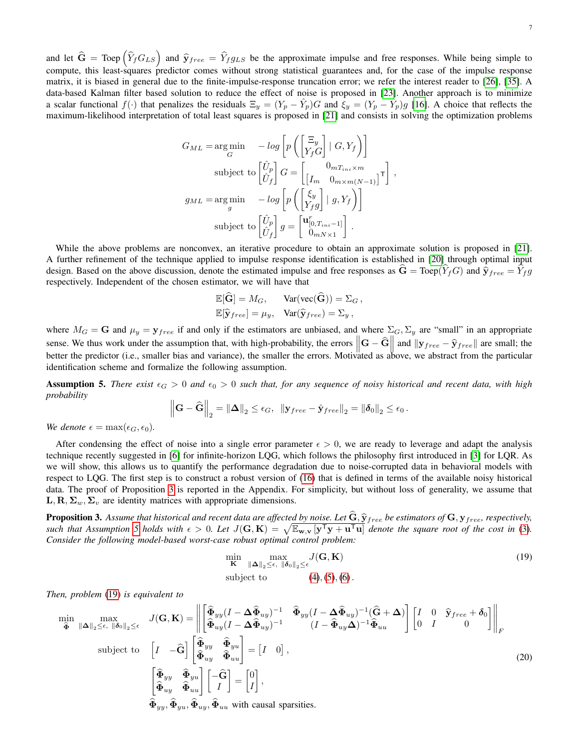and let $\widehat{\mathbf{G}} = \text{Toep}\left(\widehat{Y}_f G_{LS}\right)$ and $\widehat{\mathbf{y}}_{free} = \widehat{Y}_f g_{LS}$ be the approximate impulse and free responses. While being simple to compute, this least-squares predictor comes without strong statistical guarantees and, for the case of the impulse response matrix, it is biased in general due to the finite-impulse-response truncation error; we refer the interest reader to [26], [35]. A data-based Kalman filter based solution to reduce the effect of noise is proposed in [23]. Another approach is to minimize a scalar functional $f(\cdot)$ that penalizes the residuals $\Xi_y = (Y_p - \hat{Y}_p)G$ and $\xi_y = (Y_p - \hat{Y}_p)g$ [16]. A choice that reflects the maximum-likelihood interpretation of total least squares is proposed in [21] and consists in solving the optimization problems

$$
\begin{aligned}
G_{ML} = \arg\min_{G} \quad & -log\left[p\left(\begin{bmatrix}\Xi_y \\ Y_f G\end{bmatrix} \mid G, Y_f\right)\right] \\
\text{subject to} \quad & \begin{bmatrix}\hat{U}_p \\ \hat{U}_f\end{bmatrix} G = \begin{bmatrix} 0_{mT_{ini} \times m} \\ \begin{bmatrix} I_m & 0_{m \times m(N-1)}\end{bmatrix}^{\mathsf{T}}\end{bmatrix}, \\
g_{ML} = \arg\min_{g} \quad & -log\left[p\left(\begin{bmatrix}\xi_y \\ Y_f g\end{bmatrix} \mid g, Y_f\right)\right] \\
\text{subject to} \quad & \begin{bmatrix}\hat{U}_p \\ \hat{U}_f\end{bmatrix} g = \begin{bmatrix}\mathbf{u}^r_{[0,T_{ini}-1]} \\ 0_{mN \times 1}\end{bmatrix}.
\end{aligned}
$$

While the above problems are nonconvex, an iterative procedure to obtain an approximate solution is proposed in [21]. A further refinement of the technique applied to impulse response identification is established in [20] through optimal input design. Based on the above discussion, denote the estimated impulse and free responses as $\widehat{\mathbf{G}} = \text{Toep}(\widehat{Y}_f G)$ and $\widehat{\mathbf{y}}_{free} = \widehat{Y}_f g$ respectively. Independent of the chosen estimator, we will have that

$$
\begin{aligned}
\mathbb{E}[\widehat{\mathbf{G}}] = M_G, \qquad \text{Var}(\text{vec}(\widehat{\mathbf{G}})) = \Sigma_G\,, \\
\mathbb{E}[\widehat{\mathbf{y}}_{free}] = \mu_y, \quad \text{Var}(\widehat{\mathbf{y}}_{free}) = \Sigma_y\,,
\end{aligned}
$$

where $M_G = \mathbf{G}$ and $\mu_y = \mathbf{y}_{free}$ if and only if the estimators are unbiased, and where $\Sigma_G, \Sigma_y$ are "small" in an appropriate sense. We thus work under the assumption that, with high-probability, the errors $\left\|\mathbf{G} - \widehat{\mathbf{G}}\right\|$ and $\|\mathbf{y}_{free} - \widehat{\mathbf{y}}_{free}\|$ are small; the better the predictor (i.e., smaller bias and variance), the smaller the errors. Motivated as above, we abstract from the particular identification scheme and formalize the following assumption.

**Assumption 5.** *There exist $\epsilon_G > 0$ and $\epsilon_0 > 0$ such that, for any sequence of noisy historical and recent data, with high probability*

$$
\left\|\mathbf{G} - \widehat{\mathbf{G}}\right\|_2 = \|\mathbf{\Delta}\|_2 \leq \epsilon_G, \;\; \|\mathbf{y}_{free} - \hat{\mathbf{y}}_{free}\|_2 = \|\boldsymbol{\delta}_0\|_2 \leq \epsilon_0\,.
$$

*We denote $\epsilon = \max(\epsilon_G, \epsilon_0)$.*

After condensing the effect of noise into a single error parameter $\epsilon > 0$, we are ready to leverage and adapt the analysis technique recently suggested in [6] for infinite-horizon LQG, which follows the philosophy first introduced in [3] for LQR. As we will show, this allows us to quantify the performance degradation due to noise-corrupted data in behavioral models with respect to LQG. The first step is to construct a robust version of (16) that is defined in terms of the available noisy historical data. The proof of Proposition 3 is reported in the Appendix. For simplicity, but without loss of generality, we assume that $\mathbf{L}, \mathbf{R}, \mathbf{\Sigma}_w, \mathbf{\Sigma}_v$ are identity matrices with appropriate dimensions.

**Proposition 3.** *Assume that historical and recent data are affected by noise. Let $\widehat{\mathbf{G}}, \widehat{\mathbf{y}}_{free}$ be estimators of $\mathbf{G}, \mathbf{y}_{free}$, respectively, such that Assumption 5 holds with $\epsilon > 0$. Let $J(\mathbf{G}, \mathbf{K}) = \sqrt{\mathbb{E}_{\mathbf{w},\mathbf{v}}\left[\mathbf{y}^{\mathsf{T}}\mathbf{y} + \mathbf{u}^{\mathsf{T}}\mathbf{u}\right]}$ denote the square root of the cost in (3). Consider the following model-based worst-case robust optimal control problem:*

$$
\begin{aligned}
\min_{\mathbf{K}} \max_{\|\mathbf{\Delta}\|_2 \leq \epsilon,\; \|\boldsymbol{\delta}_0\|_2 \leq \epsilon} & J(\mathbf{G}, \mathbf{K}) \\
\text{subject to} \qquad & (4), (5), (6)\,.
\end{aligned}
\tag{19}
$$

*Then, problem (19) is equivalent to*

$$
\begin{aligned}
\min_{\widehat{\mathbf{\Phi}}} \max_{\|\mathbf{\Delta}\|_2 \leq \epsilon,\; \|\boldsymbol{\delta}_0\|_2 \leq \epsilon} \quad & J(\mathbf{G}, \mathbf{K}) = \left\|\begin{bmatrix}\widehat{\mathbf{\Phi}}_{yy}(I - \mathbf{\Delta}\widehat{\mathbf{\Phi}}_{uy})^{-1} & \widehat{\mathbf{\Phi}}_{yy}(I - \mathbf{\Delta}\widehat{\mathbf{\Phi}}_{uy})^{-1}(\widehat{\mathbf{G}} + \mathbf{\Delta}) \\ \widehat{\mathbf{\Phi}}_{uy}(I - \mathbf{\Delta}\widehat{\mathbf{\Phi}}_{uy})^{-1} & (I - \widehat{\mathbf{\Phi}}_{uy}\mathbf{\Delta})^{-1}\widehat{\mathbf{\Phi}}_{uu}\end{bmatrix}\begin{bmatrix} I & 0 & \widehat{\mathbf{y}}_{free} + \boldsymbol{\delta}_0 \\ 0 & I & 0\end{bmatrix}\right\|_F \\
\text{subject to} \quad & \begin{bmatrix} I & -\widehat{\mathbf{G}}\end{bmatrix}\begin{bmatrix}\widehat{\mathbf{\Phi}}_{yy} & \widehat{\mathbf{\Phi}}_{yu} \\ \widehat{\mathbf{\Phi}}_{uy} & \widehat{\mathbf{\Phi}}_{uu}\end{bmatrix} = \begin{bmatrix} I & 0\end{bmatrix}, \\
& \begin{bmatrix}\widehat{\mathbf{\Phi}}_{yy} & \widehat{\mathbf{\Phi}}_{yu} \\ \widehat{\mathbf{\Phi}}_{uy} & \widehat{\mathbf{\Phi}}_{uu}\end{bmatrix}\begin{bmatrix} -\widehat{\mathbf{G}} \\ I\end{bmatrix} = \begin{bmatrix} 0 \\ I\end{bmatrix}, \\
& \widehat{\mathbf{\Phi}}_{yy}, \widehat{\mathbf{\Phi}}_{yu}, \widehat{\mathbf{\Phi}}_{uy}, \widehat{\mathbf{\Phi}}_{uu} \text{ with causal sparsities.}
\end{aligned}
\tag{20}
$$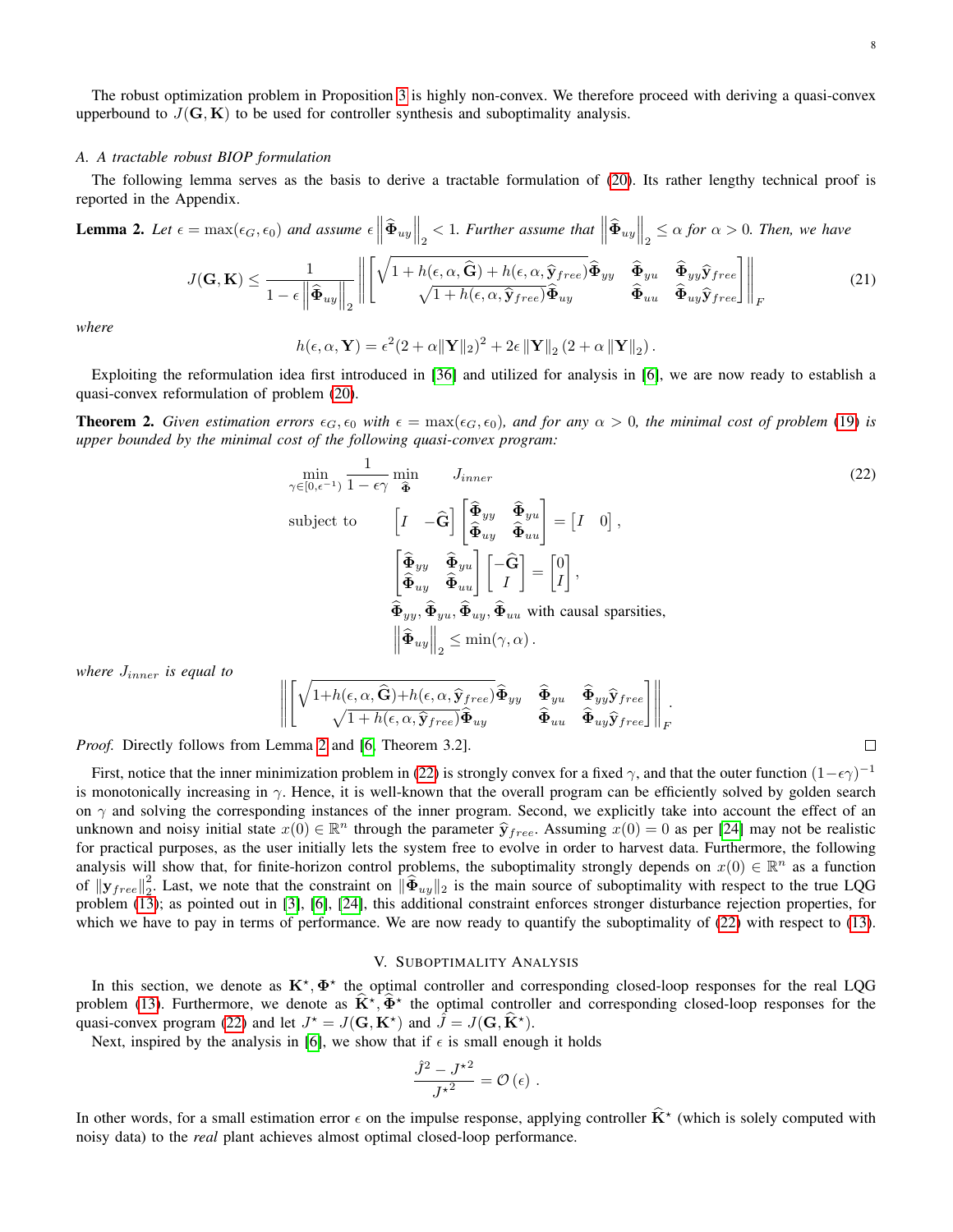The robust optimization problem in Proposition 3 is highly non-convex. We therefore proceed with deriving a quasi-convex upperbound to $J(\mathbf{G}, \mathbf{K})$ to be used for controller synthesis and suboptimality analysis.

### A. A tractable robust BIOP formulation

The following lemma serves as the basis to derive a tractable formulation of (20). Its rather lengthy technical proof is reported in the Appendix.

**Lemma 2.** *Let $\epsilon = \max(\epsilon_G, \epsilon_0)$ and assume $\epsilon \left\| \widehat{\mathbf{\Phi}}_{uy} \right\|_2 < 1$. Further assume that $\left\| \widehat{\mathbf{\Phi}}_{uy} \right\|_2 \leq \alpha$ for $\alpha > 0$. Then, we have*

$$
J(\mathbf{G}, \mathbf{K}) \leq \frac{1}{1 - \epsilon \left\| \widehat{\mathbf{\Phi}}_{uy} \right\|_2} \left\| \begin{bmatrix} \sqrt{1 + h(\epsilon, \alpha, \widehat{\mathbf{G}}) + h(\epsilon, \alpha, \widehat{\mathbf{y}}_{free})} \widehat{\mathbf{\Phi}}_{yy} & \widehat{\mathbf{\Phi}}_{yu} & \widehat{\mathbf{\Phi}}_{yy} \widehat{\mathbf{y}}_{free} \\ \sqrt{1 + h(\epsilon, \alpha, \widehat{\mathbf{y}}_{free})} \widehat{\mathbf{\Phi}}_{uy} & \widehat{\mathbf{\Phi}}_{uu} & \widehat{\mathbf{\Phi}}_{uy} \widehat{\mathbf{y}}_{free} \end{bmatrix} \right\|_F \tag{21}
$$

*where*

$$
h(\epsilon, \alpha, \mathbf{Y}) = \epsilon^2 (2 + \alpha \|\mathbf{Y}\|_2)^2 + 2\epsilon \|\mathbf{Y}\|_2 (2 + \alpha \|\mathbf{Y}\|_2) .
$$

Exploiting the reformulation idea first introduced in [36] and utilized for analysis in [6], we are now ready to establish a quasi-convex reformulation of problem (20).

**Theorem 2.** *Given estimation errors $\epsilon_G, \epsilon_0$ with $\epsilon = \max(\epsilon_G, \epsilon_0)$, and for any $\alpha > 0$, the minimal cost of problem (19) is upper bounded by the minimal cost of the following quasi-convex program:*

$$
\begin{aligned}
&\min_{\gamma \in [0, \epsilon^{-1})} \frac{1}{1 - \epsilon \gamma} \min_{\widehat{\mathbf{\Phi}}} \quad J_{inner} \\
&\text{subject to} \quad \begin{bmatrix} I & -\widehat{\mathbf{G}} \end{bmatrix} \begin{bmatrix} \widehat{\mathbf{\Phi}}_{yy} & \widehat{\mathbf{\Phi}}_{yu} \\ \widehat{\mathbf{\Phi}}_{uy} & \widehat{\mathbf{\Phi}}_{uu} \end{bmatrix} = \begin{bmatrix} I & 0 \end{bmatrix}, \\
&\qquad\qquad \begin{bmatrix} \widehat{\mathbf{\Phi}}_{yy} & \widehat{\mathbf{\Phi}}_{yu} \\ \widehat{\mathbf{\Phi}}_{uy} & \widehat{\mathbf{\Phi}}_{uu} \end{bmatrix} \begin{bmatrix} -\widehat{\mathbf{G}} \\ I \end{bmatrix} = \begin{bmatrix} 0 \\ I \end{bmatrix}, \\
&\qquad\qquad \widehat{\mathbf{\Phi}}_{yy}, \widehat{\mathbf{\Phi}}_{yu}, \widehat{\mathbf{\Phi}}_{uy}, \widehat{\mathbf{\Phi}}_{uu} \text{ with causal sparsities,} \\
&\qquad\qquad \left\| \widehat{\mathbf{\Phi}}_{uy} \right\|_2 \leq \min(\gamma, \alpha) .
\end{aligned} \tag{22}
$$

*where $J_{inner}$ is equal to*

$$
\left\| \begin{bmatrix} \sqrt{1 + h(\epsilon, \alpha, \widehat{\mathbf{G}}) + h(\epsilon, \alpha, \widehat{\mathbf{y}}_{free})} \widehat{\mathbf{\Phi}}_{yy} & \widehat{\mathbf{\Phi}}_{yu} & \widehat{\mathbf{\Phi}}_{yy} \widehat{\mathbf{y}}_{free} \\ \sqrt{1 + h(\epsilon, \alpha, \widehat{\mathbf{y}}_{free})} \widehat{\mathbf{\Phi}}_{uy} & \widehat{\mathbf{\Phi}}_{uu} & \widehat{\mathbf{\Phi}}_{uy} \widehat{\mathbf{y}}_{free} \end{bmatrix} \right\|_F .
$$

*Proof.* Directly follows from Lemma 2 and [6, Theorem 3.2]. □

First, notice that the inner minimization problem in (22) is strongly convex for a fixed $\gamma$, and that the outer function $(1 - \epsilon\gamma)^{-1}$ is monotonically increasing in $\gamma$. Hence, it is well-known that the overall program can be efficiently solved by golden search on $\gamma$ and solving the corresponding instances of the inner program. Second, we explicitly take into account the effect of an unknown and noisy initial state $x(0) \in \mathbb{R}^n$ through the parameter $\widehat{\mathbf{y}}_{free}$. Assuming $x(0) = 0$ as per [24] may not be realistic for practical purposes, as the user initially lets the system free to evolve in order to harvest data. Furthermore, the following analysis will show that, for finite-horizon control problems, the suboptimality strongly depends on $x(0) \in \mathbb{R}^n$ as a function of $\|\mathbf{y}_{free}\|_2^2$. Last, we note that the constraint on $\|\widehat{\mathbf{\Phi}}_{uy}\|_2$ is the main source of suboptimality with respect to the true LQG problem (13); as pointed out in [3], [6], [24], this additional constraint enforces stronger disturbance rejection properties, for which we have to pay in terms of performance. We are now ready to quantify the suboptimality of (22) with respect to (13).

## V. Suboptimality Analysis

In this section, we denote as $\mathbf{K}^\star, \mathbf{\Phi}^\star$ the optimal controller and corresponding closed-loop responses for the real LQG problem (13). Furthermore, we denote as $\widehat{\mathbf{K}}^\star, \widehat{\mathbf{\Phi}}^\star$ the optimal controller and corresponding closed-loop responses for the quasi-convex program (22) and let $J^\star = J(\mathbf{G}, \mathbf{K}^\star)$ and $\hat{J} = J(\mathbf{G}, \widehat{\mathbf{K}}^\star)$.

Next, inspired by the analysis in [6], we show that if $\epsilon$ is small enough it holds

$$
\frac{\hat{J}^2 - J^{\star 2}}{J^{\star 2}} = \mathcal{O}(\epsilon) .
$$

In other words, for a small estimation error $\epsilon$ on the impulse response, applying controller $\widehat{\mathbf{K}}^\star$ (which is solely computed with noisy data) to the *real* plant achieves almost optimal closed-loop performance.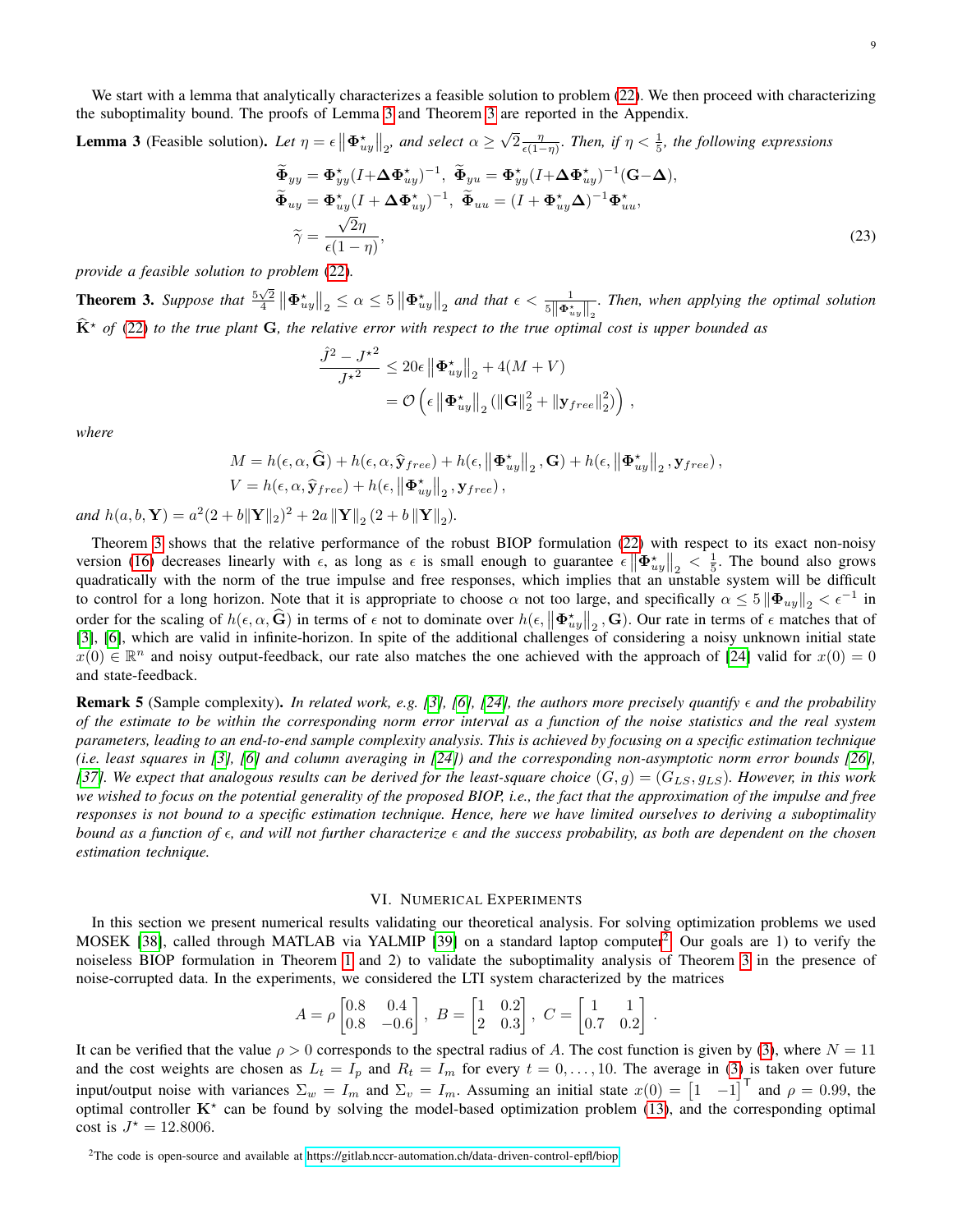We start with a lemma that analytically characterizes a feasible solution to problem (22). We then proceed with characterizing the suboptimality bound. The proofs of Lemma 3 and Theorem 3 are reported in the Appendix.

**Lemma 3** (Feasible solution). *Let $\eta = \epsilon \left\|\mathbf{\Phi}^\star_{uy}\right\|_2$, and select $\alpha \geq \sqrt{2}\frac{\eta}{\epsilon(1-\eta)}$. Then, if $\eta < \frac{1}{5}$, the following expressions*

$$
\begin{aligned}
&\widetilde{\mathbf{\Phi}}_{yy} = \mathbf{\Phi}^\star_{yy}(I+\mathbf{\Delta}\mathbf{\Phi}^\star_{uy})^{-1},\ \widetilde{\mathbf{\Phi}}_{yu} = \mathbf{\Phi}^\star_{yy}(I+\mathbf{\Delta}\mathbf{\Phi}^\star_{uy})^{-1}(\mathbf{G}-\mathbf{\Delta}),\\
&\widetilde{\mathbf{\Phi}}_{uy} = \mathbf{\Phi}^\star_{uy}(I+\mathbf{\Delta}\mathbf{\Phi}^\star_{uy})^{-1},\ \widetilde{\mathbf{\Phi}}_{uu} = (I+\mathbf{\Phi}^\star_{uy}\mathbf{\Delta})^{-1}\mathbf{\Phi}^\star_{uu},\\
&\widetilde{\gamma} = \frac{\sqrt{2}\eta}{\epsilon(1-\eta)},
\end{aligned}
\tag{23}
$$

*provide a feasible solution to problem (22).*

**Theorem 3.** *Suppose that $\frac{5\sqrt{2}}{4}\left\|\mathbf{\Phi}^\star_{uy}\right\|_2 \leq \alpha \leq 5\left\|\mathbf{\Phi}^\star_{uy}\right\|_2$ and that $\epsilon < \frac{1}{5\left\|\mathbf{\Phi}^\star_{uy}\right\|_2}$. Then, when applying the optimal solution $\widehat{\mathbf{K}}^\star$ of (22) to the true plant $\mathbf{G}$, the relative error with respect to the true optimal cost is upper bounded as*

$$
\begin{aligned}
\frac{\hat{J}^2 - J^{\star 2}}{J^{\star 2}} &\leq 20\epsilon\left\|\mathbf{\Phi}^\star_{uy}\right\|_2 + 4(M+V)\\
&= \mathcal{O}\left(\epsilon\left\|\mathbf{\Phi}^\star_{uy}\right\|_2(\|\mathbf{G}\|_2^2 + \|\mathbf{y}_{free}\|_2^2)\right),
\end{aligned}
$$

*where*

$$
\begin{aligned}
M &= h(\epsilon,\alpha,\widehat{\mathbf{G}}) + h(\epsilon,\alpha,\widehat{\mathbf{y}}_{free}) + h(\epsilon,\left\|\mathbf{\Phi}^\star_{uy}\right\|_2,\mathbf{G}) + h(\epsilon,\left\|\mathbf{\Phi}^\star_{uy}\right\|_2,\mathbf{y}_{free}),\\
V &= h(\epsilon,\alpha,\widehat{\mathbf{y}}_{free}) + h(\epsilon,\left\|\mathbf{\Phi}^\star_{uy}\right\|_2,\mathbf{y}_{free}),
\end{aligned}
$$

*and $h(a,b,\mathbf{Y}) = a^2(2+b\|\mathbf{Y}\|_2)^2 + 2a\|\mathbf{Y}\|_2(2+b\|\mathbf{Y}\|_2)$.*

Theorem 3 shows that the relative performance of the robust BIOP formulation (22) with respect to its exact non-noisy version (16) decreases linearly with $\epsilon$, as long as $\epsilon$ is small enough to guarantee $\epsilon\left\|\mathbf{\Phi}^\star_{uy}\right\|_2 < \frac{1}{5}$. The bound also grows quadratically with the norm of the true impulse and free responses, which implies that an unstable system will be difficult to control for a long horizon. Note that it is appropriate to choose $\alpha$ not too large, and specifically $\alpha \leq 5\left\|\mathbf{\Phi}_{uy}\right\|_2 < \epsilon^{-1}$ in order for the scaling of $h(\epsilon,\alpha,\widehat{\mathbf{G}})$ in terms of $\epsilon$ not to dominate over $h(\epsilon,\left\|\mathbf{\Phi}^\star_{uy}\right\|_2,\mathbf{G})$. Our rate in terms of $\epsilon$ matches that of [3], [6], which are valid in infinite-horizon. In spite of the additional challenges of considering a noisy unknown initial state $x(0) \in \mathbb{R}^n$ and noisy output-feedback, our rate also matches the one achieved with the approach of [24] valid for $x(0) = 0$ and state-feedback.

**Remark 5** (Sample complexity). *In related work, e.g. [3], [6], [24], the authors more precisely quantify $\epsilon$ and the probability of the estimate to be within the corresponding norm error interval as a function of the noise statistics and the real system parameters, leading to an end-to-end sample complexity analysis. This is achieved by focusing on a specific estimation technique (i.e. least squares in [3], [6] and column averaging in [24]) and the corresponding non-asymptotic norm error bounds [26], [37]. We expect that analogous results can be derived for the least-square choice $(G,g) = (G_{LS}, g_{LS})$. However, in this work we wished to focus on the potential generality of the proposed BIOP, i.e., the fact that the approximation of the impulse and free responses is not bound to a specific estimation technique. Hence, here we have limited ourselves to deriving a suboptimality bound as a function of $\epsilon$, and will not further characterize $\epsilon$ and the success probability, as both are dependent on the chosen estimation technique.*

## VI. Numerical Experiments

In this section we present numerical results validating our theoretical analysis. For solving optimization problems we used MOSEK [38], called through MATLAB via YALMIP [39] on a standard laptop computer[2]. Our goals are 1) to verify the noiseless BIOP formulation in Theorem 1 and 2) to validate the suboptimality analysis of Theorem 3 in the presence of noise-corrupted data. In the experiments, we considered the LTI system characterized by the matrices

$$
A = \rho\begin{bmatrix}0.8 & 0.4\\ 0.8 & -0.6\end{bmatrix},\ B = \begin{bmatrix}1 & 0.2\\ 2 & 0.3\end{bmatrix},\ C = \begin{bmatrix}1 & 1\\ 0.7 & 0.2\end{bmatrix}.
$$

It can be verified that the value $\rho > 0$ corresponds to the spectral radius of $A$. The cost function is given by (3), where $N = 11$ and the cost weights are chosen as $L_t = I_p$ and $R_t = I_m$ for every $t = 0,\ldots,10$. The average in (3) is taken over future input/output noise with variances $\Sigma_w = I_m$ and $\Sigma_v = I_m$. Assuming an initial state $x(0) = \begin{bmatrix}1 & -1\end{bmatrix}^\mathsf{T}$ and $\rho = 0.99$, the optimal controller $\mathbf{K}^\star$ can be found by solving the model-based optimization problem (13), and the corresponding optimal cost is $J^\star = 12.8006$.

[2] The code is open-source and available at https://gitlab.nccr-automation.ch/data-driven-control-epfl/biop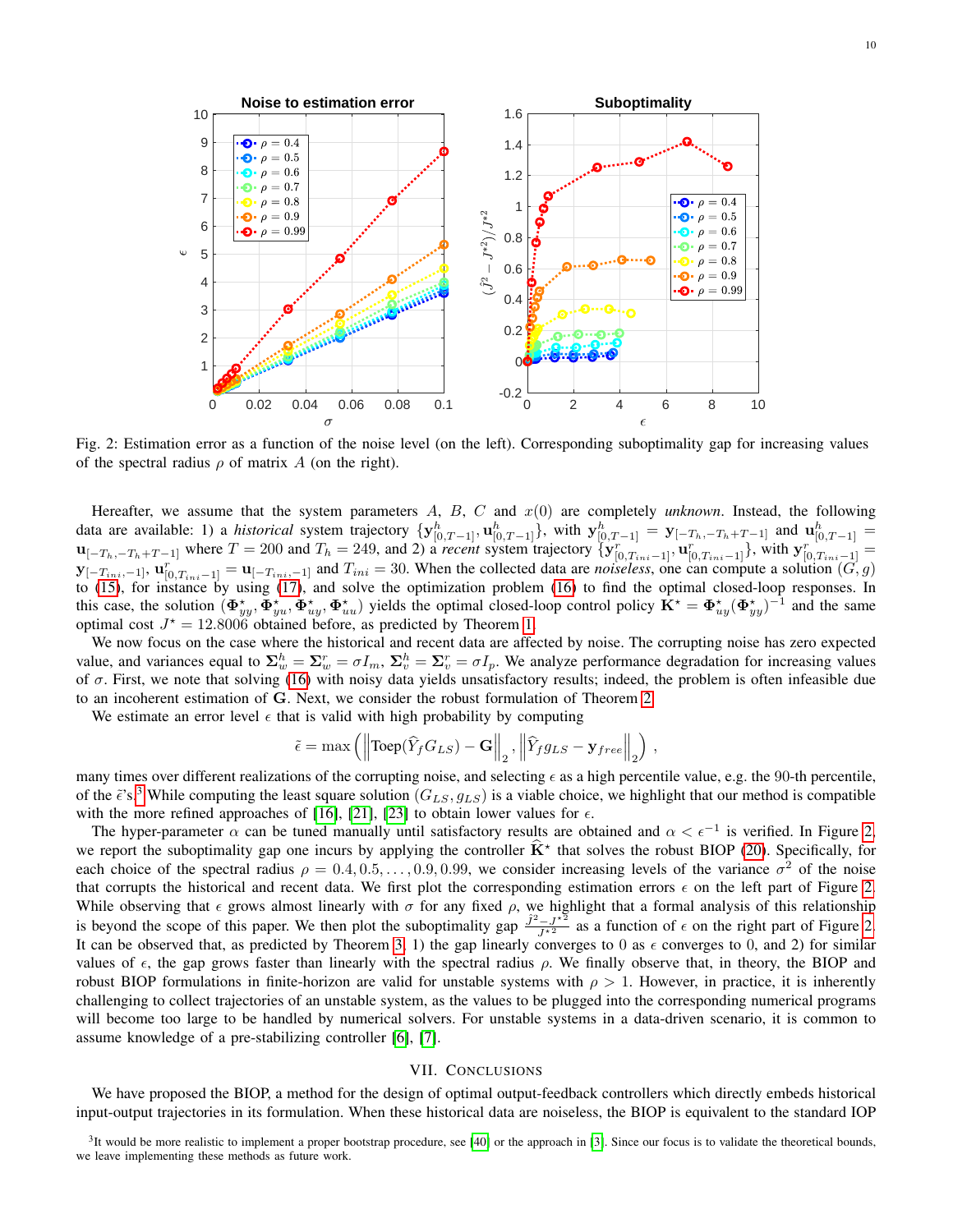Fig. 2: Estimation error as a function of the noise level (on the left). Corresponding suboptimality gap for increasing values of the spectral radius $\rho$ of matrix $A$ (on the right).

Hereafter, we assume that the system parameters $A$, $B$, $C$ and $x(0)$ are completely *unknown*. Instead, the following data are available: 1) a *historical* system trajectory $\{\mathbf{y}^h_{[0,T-1]}, \mathbf{u}^h_{[0,T-1]}\}$, with $\mathbf{y}^h_{[0,T-1]} = \mathbf{y}_{[-T_h,-T_h+T-1]}$ and $\mathbf{u}^h_{[0,T-1]} = \mathbf{u}_{[-T_h,-T_h+T-1]}$ where $T = 200$ and $T_h = 249$, and 2) a *recent* system trajectory $\{\mathbf{y}^r_{[0,T_{ini}-1]}, \mathbf{u}^r_{[0,T_{ini}-1]}\}$, with $\mathbf{y}^r_{[0,T_{ini}-1]} = \mathbf{y}_{[-T_{ini},-1]}$, $\mathbf{u}^r_{[0,T_{ini}-1]} = \mathbf{u}_{[-T_{ini},-1]}$ and $T_{ini} = 30$. When the collected data are *noiseless*, one can compute a solution $(G, g)$ to (15), for instance by using (17), and solve the optimization problem (16) to find the optimal closed-loop responses. In this case, the solution $(\mathbf{\Phi}^\star_{yy}, \mathbf{\Phi}^\star_{yu}, \mathbf{\Phi}^\star_{uy}, \mathbf{\Phi}^\star_{uu})$ yields the optimal closed-loop control policy $\mathbf{K}^\star = \mathbf{\Phi}^\star_{uy}(\mathbf{\Phi}^\star_{yy})^{-1}$ and the same optimal cost $J^\star = 12.8006$ obtained before, as predicted by Theorem 1.

We now focus on the case where the historical and recent data are affected by noise. The corrupting noise has zero expected value, and variances equal to $\mathbf{\Sigma}^h_w = \mathbf{\Sigma}^r_w = \sigma I_m$, $\mathbf{\Sigma}^h_v = \mathbf{\Sigma}^r_v = \sigma I_p$. We analyze performance degradation for increasing values of $\sigma$. First, we note that solving (16) with noisy data yields unsatisfactory results; indeed, the problem is often infeasible due to an incoherent estimation of $\mathbf{G}$. Next, we consider the robust formulation of Theorem 2.

We estimate an error level $\epsilon$ that is valid with high probability by computing

$$\tilde{\epsilon} = \max\left(\left\|\text{Toep}(\widehat{Y}_f G_{LS}) - \mathbf{G}\right\|_2, \left\|\widehat{Y}_f g_{LS} - \mathbf{y}_{free}\right\|_2\right),$$

many times over different realizations of the corrupting noise, and selecting $\epsilon$ as a high percentile value, e.g. the 90-th percentile, of the $\tilde{\epsilon}$'s.[3] While computing the least square solution $(G_{LS}, g_{LS})$ is a viable choice, we highlight that our method is compatible with the more refined approaches of [16], [21], [23] to obtain lower values for $\epsilon$.

The hyper-parameter $\alpha$ can be tuned manually until satisfactory results are obtained and $\alpha < \epsilon^{-1}$ is verified. In Figure 2, we report the suboptimality gap one incurs by applying the controller $\widehat{\mathbf{K}}^\star$ that solves the robust BIOP (20). Specifically, for each choice of the spectral radius $\rho = 0.4, 0.5, \ldots, 0.9, 0.99$, we consider increasing levels of the variance $\sigma^2$ of the noise that corrupts the historical and recent data. We first plot the corresponding estimation errors $\epsilon$ on the left part of Figure 2. While observing that $\epsilon$ grows almost linearly with $\sigma$ for any fixed $\rho$, we highlight that a formal analysis of this relationship is beyond the scope of this paper. We then plot the suboptimality gap $\frac{\hat{J}^2 - J^{\star 2}}{J^{\star 2}}$ as a function of $\epsilon$ on the right part of Figure 2. It can be observed that, as predicted by Theorem 3, 1) the gap linearly converges to 0 as $\epsilon$ converges to 0, and 2) for similar values of $\epsilon$, the gap grows faster than linearly with the spectral radius $\rho$. We finally observe that, in theory, the BIOP and robust BIOP formulations in finite-horizon are valid for unstable systems with $\rho > 1$. However, in practice, it is inherently challenging to collect trajectories of an unstable system, as the values to be plugged into the corresponding numerical programs will become too large to be handled by numerical solvers. For unstable systems in a data-driven scenario, it is common to assume knowledge of a pre-stabilizing controller [6], [7].

## VII. Conclusions

We have proposed the BIOP, a method for the design of optimal output-feedback controllers which directly embeds historical input-output trajectories in its formulation. When these historical data are noiseless, the BIOP is equivalent to the standard IOP

[3] It would be more realistic to implement a proper bootstrap procedure, see [40] or the approach in [3]. Since our focus is to validate the theoretical bounds, we leave implementing these methods as future work.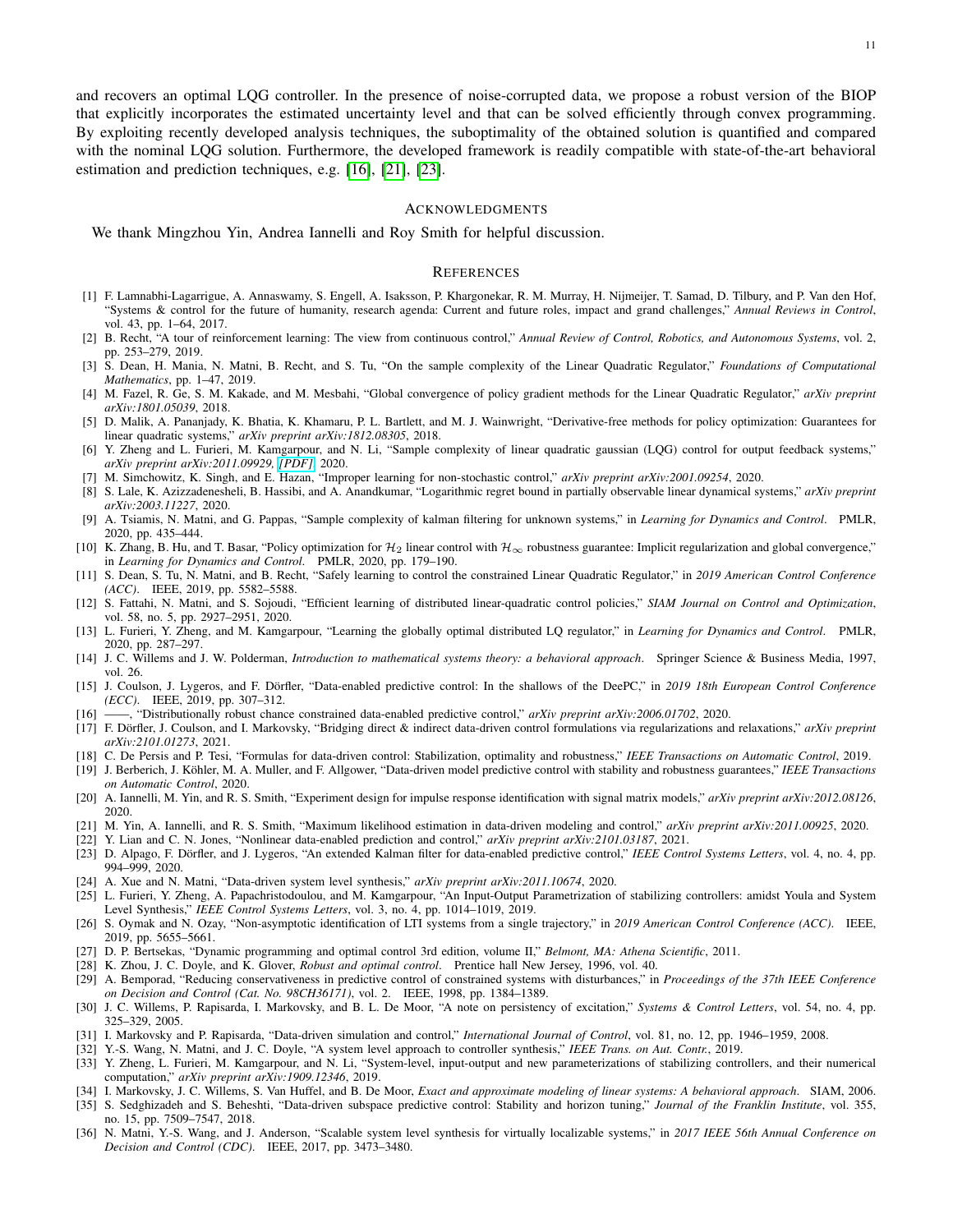and recovers an optimal LQG controller. In the presence of noise-corrupted data, we propose a robust version of the BIOP that explicitly incorporates the estimated uncertainty level and that can be solved efficiently through convex programming. By exploiting recently developed analysis techniques, the suboptimality of the obtained solution is quantified and compared with the nominal LQG solution. Furthermore, the developed framework is readily compatible with state-of-the-art behavioral estimation and prediction techniques, e.g. [16], [21], [23].

## ACKNOWLEDGMENTS

We thank Mingzhou Yin, Andrea Iannelli and Roy Smith for helpful discussion.

## REFERENCES

[1] F. Lamnabhi-Lagarrigue, A. Annaswamy, S. Engell, A. Isaksson, P. Khargonekar, R. M. Murray, H. Nijmeijer, T. Samad, D. Tilbury, and P. Van den Hof, "Systems & control for the future of humanity, research agenda: Current and future roles, impact and grand challenges," *Annual Reviews in Control*, vol. 43, pp. 1–64, 2017.

[2] B. Recht, "A tour of reinforcement learning: The view from continuous control," *Annual Review of Control, Robotics, and Autonomous Systems*, vol. 2, pp. 253–279, 2019.

[3] S. Dean, H. Mania, N. Matni, B. Recht, and S. Tu, "On the sample complexity of the Linear Quadratic Regulator," *Foundations of Computational Mathematics*, pp. 1–47, 2019.

[4] M. Fazel, R. Ge, S. M. Kakade, and M. Mesbahi, "Global convergence of policy gradient methods for the Linear Quadratic Regulator," *arXiv preprint arXiv:1801.05039*, 2018.

[5] D. Malik, A. Pananjady, K. Bhatia, K. Khamaru, P. L. Bartlett, and M. J. Wainwright, "Derivative-free methods for policy optimization: Guarantees for linear quadratic systems," *arXiv preprint arXiv:1812.08305*, 2018.

[6] Y. Zheng and L. Furieri, M. Kamgarpour, and N. Li, "Sample complexity of linear quadratic gaussian (LQG) control for output feedback systems," *arXiv preprint arXiv:2011.09929, [PDF]*, 2020.

[7] M. Simchowitz, K. Singh, and E. Hazan, "Improper learning for non-stochastic control," *arXiv preprint arXiv:2001.09254*, 2020.

[8] S. Lale, K. Azizzadenesheli, B. Hassibi, and A. Anandkumar, "Logarithmic regret bound in partially observable linear dynamical systems," *arXiv preprint arXiv:2003.11227*, 2020.

[9] A. Tsiamis, N. Matni, and G. Pappas, "Sample complexity of kalman filtering for unknown systems," in *Learning for Dynamics and Control*. PMLR, 2020, pp. 435–444.

[10] K. Zhang, B. Hu, and T. Basar, "Policy optimization for $\mathcal{H}_2$ linear control with $\mathcal{H}_\infty$ robustness guarantee: Implicit regularization and global convergence," in *Learning for Dynamics and Control*. PMLR, 2020, pp. 179–190.

[11] S. Dean, S. Tu, N. Matni, and B. Recht, "Safely learning to control the constrained Linear Quadratic Regulator," in *2019 American Control Conference (ACC)*. IEEE, 2019, pp. 5582–5588.

[12] S. Fattahi, N. Matni, and S. Sojoudi, "Efficient learning of distributed linear-quadratic control policies," *SIAM Journal on Control and Optimization*, vol. 58, no. 5, pp. 2927–2951, 2020.

[13] L. Furieri, Y. Zheng, and M. Kamgarpour, "Learning the globally optimal distributed LQ regulator," in *Learning for Dynamics and Control*. PMLR, 2020, pp. 287–297.

[14] J. C. Willems and J. W. Polderman, *Introduction to mathematical systems theory: a behavioral approach*. Springer Science & Business Media, 1997, vol. 26.

[15] J. Coulson, J. Lygeros, and F. Dörfler, "Data-enabled predictive control: In the shallows of the DeePC," in *2019 18th European Control Conference (ECC)*. IEEE, 2019, pp. 307–312.

[16] ——, "Distributionally robust chance constrained data-enabled predictive control," *arXiv preprint arXiv:2006.01702*, 2020.

[17] F. Dörfler, J. Coulson, and I. Markovsky, "Bridging direct & indirect data-driven control formulations via regularizations and relaxations," *arXiv preprint arXiv:2101.01273*, 2021.

[18] C. De Persis and P. Tesi, "Formulas for data-driven control: Stabilization, optimality and robustness," *IEEE Transactions on Automatic Control*, 2019.

[19] J. Berberich, J. Köhler, M. A. Muller, and F. Allgower, "Data-driven model predictive control with stability and robustness guarantees," *IEEE Transactions on Automatic Control*, 2020.

[20] A. Iannelli, M. Yin, and R. S. Smith, "Experiment design for impulse response identification with signal matrix models," *arXiv preprint arXiv:2012.08126*, 2020.

[21] M. Yin, A. Iannelli, and R. S. Smith, "Maximum likelihood estimation in data-driven modeling and control," *arXiv preprint arXiv:2011.00925*, 2020.

[22] Y. Lian and C. N. Jones, "Nonlinear data-enabled prediction and control," *arXiv preprint arXiv:2101.03187*, 2021.

[23] D. Alpago, F. Dörfler, and J. Lygeros, "An extended Kalman filter for data-enabled predictive control," *IEEE Control Systems Letters*, vol. 4, no. 4, pp. 994–999, 2020.

[24] A. Xue and N. Matni, "Data-driven system level synthesis," *arXiv preprint arXiv:2011.10674*, 2020.

[25] L. Furieri, Y. Zheng, A. Papachristodoulou, and M. Kamgarpour, "An Input-Output Parametrization of stabilizing controllers: amidst Youla and System Level Synthesis," *IEEE Control Systems Letters*, vol. 3, no. 4, pp. 1014–1019, 2019.

[26] S. Oymak and N. Ozay, "Non-asymptotic identification of LTI systems from a single trajectory," in *2019 American Control Conference (ACC)*. IEEE, 2019, pp. 5655–5661.

[27] D. P. Bertsekas, "Dynamic programming and optimal control 3rd edition, volume II," *Belmont, MA: Athena Scientific*, 2011.

[28] K. Zhou, J. C. Doyle, and K. Glover, *Robust and optimal control*. Prentice hall New Jersey, 1996, vol. 40.

[29] A. Bemporad, "Reducing conservativeness in predictive control of constrained systems with disturbances," in *Proceedings of the 37th IEEE Conference on Decision and Control (Cat. No. 98CH36171)*, vol. 2. IEEE, 1998, pp. 1384–1389.

[30] J. C. Willems, P. Rapisarda, I. Markovsky, and B. L. De Moor, "A note on persistency of excitation," *Systems & Control Letters*, vol. 54, no. 4, pp. 325–329, 2005.

[31] I. Markovsky and P. Rapisarda, "Data-driven simulation and control," *International Journal of Control*, vol. 81, no. 12, pp. 1946–1959, 2008.

[32] Y.-S. Wang, N. Matni, and J. C. Doyle, "A system level approach to controller synthesis," *IEEE Trans. on Aut. Contr.*, 2019.

[33] Y. Zheng, L. Furieri, M. Kamgarpour, and N. Li, "System-level, input-output and new parameterizations of stabilizing controllers, and their numerical computation," *arXiv preprint arXiv:1909.12346*, 2019.

[34] I. Markovsky, J. C. Willems, S. Van Huffel, and B. De Moor, *Exact and approximate modeling of linear systems: A behavioral approach*. SIAM, 2006.

[35] S. Sedghizadeh and S. Beheshti, "Data-driven subspace predictive control: Stability and horizon tuning," *Journal of the Franklin Institute*, vol. 355, no. 15, pp. 7509–7547, 2018.

[36] N. Matni, Y.-S. Wang, and J. Anderson, "Scalable system level synthesis for virtually localizable systems," in *2017 IEEE 56th Annual Conference on Decision and Control (CDC)*. IEEE, 2017, pp. 3473–3480.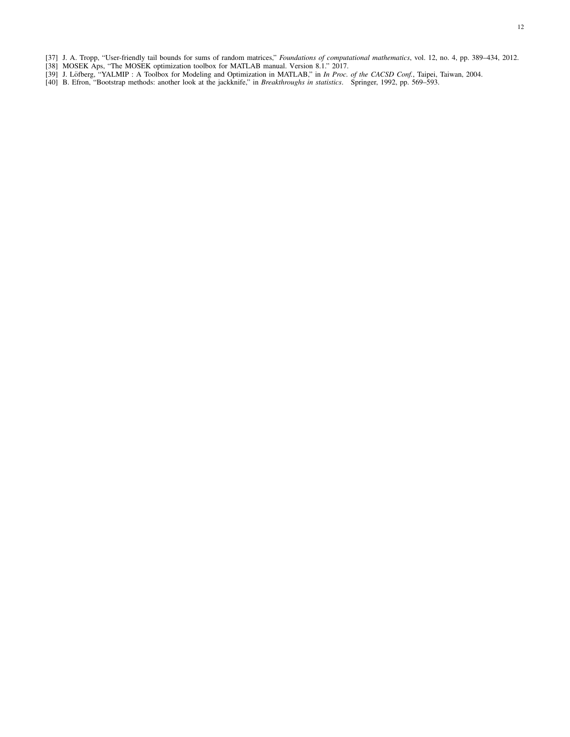[37] J. A. Tropp, "User-friendly tail bounds for sums of random matrices," *Foundations of computational mathematics*, vol. 12, no. 4, pp. 389–434, 2012.
[38] MOSEK Aps, "The MOSEK optimization toolbox for MATLAB manual. Version 8.1." 2017.
[39] J. Löfberg, "YALMIP : A Toolbox for Modeling and Optimization in MATLAB," in *In Proc. of the CACSD Conf.*, Taipei, Taiwan, 2004.
[40] B. Efron, "Bootstrap methods: another look at the jackknife," in *Breakthroughs in statistics*. Springer, 1992, pp. 569–593.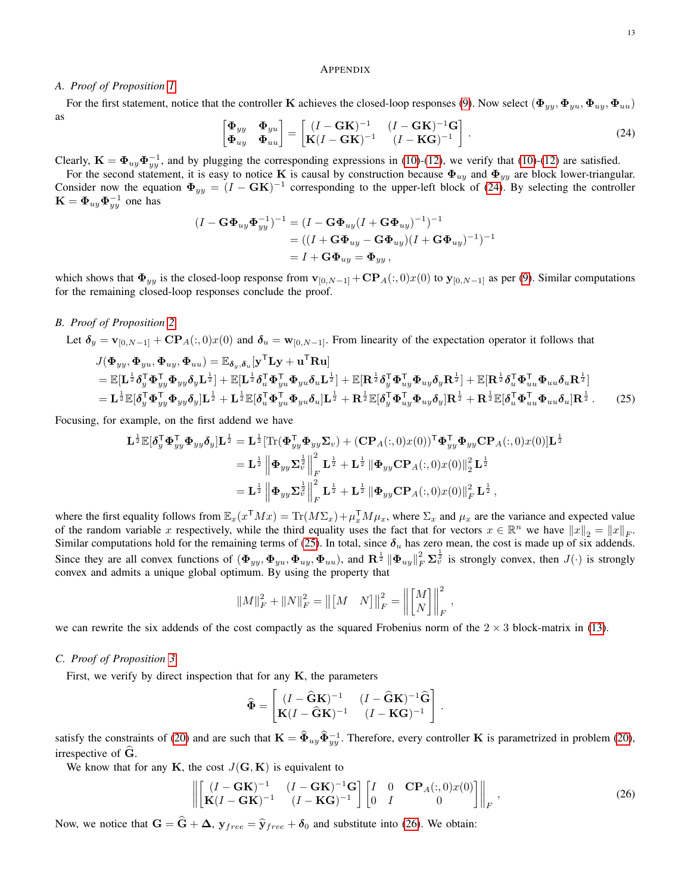# Appendix

### A. Proof of Proposition 1

For the first statement, notice that the controller $\mathbf{K}$ achieves the closed-loop responses (9). Now select $(\mathbf{\Phi}_{yy}, \mathbf{\Phi}_{yu}, \mathbf{\Phi}_{uy}, \mathbf{\Phi}_{uu})$ as

$$\begin{bmatrix} \mathbf{\Phi}_{yy} & \mathbf{\Phi}_{yu} \\ \mathbf{\Phi}_{uy} & \mathbf{\Phi}_{uu} \end{bmatrix} = \begin{bmatrix} (I-\mathbf{G}\mathbf{K})^{-1} & (I-\mathbf{G}\mathbf{K})^{-1}\mathbf{G} \\ \mathbf{K}(I-\mathbf{G}\mathbf{K})^{-1} & (I-\mathbf{K}\mathbf{G})^{-1} \end{bmatrix} . \tag{24}$$

Clearly, $\mathbf{K} = \mathbf{\Phi}_{uy}\mathbf{\Phi}_{yy}^{-1}$, and by plugging the corresponding expressions in (10)-(12), we verify that (10)-(12) are satisfied.

For the second statement, it is easy to notice $\mathbf{K}$ is causal by construction because $\mathbf{\Phi}_{uy}$ and $\mathbf{\Phi}_{yy}$ are block lower-triangular. Consider now the equation $\mathbf{\Phi}_{yy} = (I-\mathbf{G}\mathbf{K})^{-1}$ corresponding to the upper-left block of (24). By selecting the controller $\mathbf{K} = \mathbf{\Phi}_{uy}\mathbf{\Phi}_{yy}^{-1}$ one has

$$\begin{aligned}
(I-\mathbf{G}\mathbf{\Phi}_{uy}\mathbf{\Phi}_{yy}^{-1})^{-1} &= (I-\mathbf{G}\mathbf{\Phi}_{uy}(I+\mathbf{G}\mathbf{\Phi}_{uy})^{-1})^{-1} \\
&= ((I+\mathbf{G}\mathbf{\Phi}_{uy}-\mathbf{G}\mathbf{\Phi}_{uy})(I+\mathbf{G}\mathbf{\Phi}_{uy})^{-1})^{-1} \\
&= I+\mathbf{G}\mathbf{\Phi}_{uy} = \mathbf{\Phi}_{yy} \, ,
\end{aligned}$$

which shows that $\mathbf{\Phi}_{yy}$ is the closed-loop response from $\mathbf{v}_{[0,N-1]} + \mathbf{C}\mathbf{P}_A(:,0)x(0)$ to $\mathbf{y}_{[0,N-1]}$ as per (9). Similar computations for the remaining closed-loop responses conclude the proof.

### B. Proof of Proposition 2

Let $\boldsymbol{\delta}_y = \mathbf{v}_{[0,N-1]} + \mathbf{C}\mathbf{P}_A(:,0)x(0)$ and $\boldsymbol{\delta}_u = \mathbf{w}_{[0,N-1]}$. From linearity of the expectation operator it follows that

$$\begin{aligned}
&J(\mathbf{\Phi}_{yy}, \mathbf{\Phi}_{yu}, \mathbf{\Phi}_{uy}, \mathbf{\Phi}_{uu}) = \mathbb{E}_{\boldsymbol{\delta}_y,\boldsymbol{\delta}_u}[\mathbf{y}^\mathsf{T}\mathbf{L}\mathbf{y} + \mathbf{u}^\mathsf{T}\mathbf{R}\mathbf{u}] \\
&= \mathbb{E}[\mathbf{L}^{\frac{1}{2}}\boldsymbol{\delta}_y^\mathsf{T}\mathbf{\Phi}_{yy}^\mathsf{T}\mathbf{\Phi}_{yy}\boldsymbol{\delta}_y\mathbf{L}^{\frac{1}{2}}] + \mathbb{E}[\mathbf{L}^{\frac{1}{2}}\boldsymbol{\delta}_u^\mathsf{T}\mathbf{\Phi}_{yu}^\mathsf{T}\mathbf{\Phi}_{yu}\boldsymbol{\delta}_u\mathbf{L}^{\frac{1}{2}}] + \mathbb{E}[\mathbf{R}^{\frac{1}{2}}\boldsymbol{\delta}_y^\mathsf{T}\mathbf{\Phi}_{uy}^\mathsf{T}\mathbf{\Phi}_{uy}\boldsymbol{\delta}_y\mathbf{R}^{\frac{1}{2}}] + \mathbb{E}[\mathbf{R}^{\frac{1}{2}}\boldsymbol{\delta}_u^\mathsf{T}\mathbf{\Phi}_{uu}^\mathsf{T}\mathbf{\Phi}_{uu}\boldsymbol{\delta}_u\mathbf{R}^{\frac{1}{2}}] \\
&= \mathbf{L}^{\frac{1}{2}}\mathbb{E}[\boldsymbol{\delta}_y^\mathsf{T}\mathbf{\Phi}_{yy}^\mathsf{T}\mathbf{\Phi}_{yy}\boldsymbol{\delta}_y]\mathbf{L}^{\frac{1}{2}} + \mathbf{L}^{\frac{1}{2}}\mathbb{E}[\boldsymbol{\delta}_u^\mathsf{T}\mathbf{\Phi}_{yu}^\mathsf{T}\mathbf{\Phi}_{yu}\boldsymbol{\delta}_u]\mathbf{L}^{\frac{1}{2}} + \mathbf{R}^{\frac{1}{2}}\mathbb{E}[\boldsymbol{\delta}_y^\mathsf{T}\mathbf{\Phi}_{uy}^\mathsf{T}\mathbf{\Phi}_{uy}\boldsymbol{\delta}_y]\mathbf{R}^{\frac{1}{2}} + \mathbf{R}^{\frac{1}{2}}\mathbb{E}[\boldsymbol{\delta}_u^\mathsf{T}\mathbf{\Phi}_{uu}^\mathsf{T}\mathbf{\Phi}_{uu}\boldsymbol{\delta}_u]\mathbf{R}^{\frac{1}{2}} \, .
\end{aligned} \tag{25}$$

Focusing, for example, on the first addend we have

$$\begin{aligned}
\mathbf{L}^{\frac{1}{2}}\mathbb{E}[\boldsymbol{\delta}_y^\mathsf{T}\mathbf{\Phi}_{yy}^\mathsf{T}\mathbf{\Phi}_{yy}\boldsymbol{\delta}_y]\mathbf{L}^{\frac{1}{2}} &= \mathbf{L}^{\frac{1}{2}}[\mathrm{Tr}(\mathbf{\Phi}_{yy}^\mathsf{T}\mathbf{\Phi}_{yy}\mathbf{\Sigma}_v) + (\mathbf{C}\mathbf{P}_A(:,0)x(0))^\mathsf{T}\mathbf{\Phi}_{yy}^\mathsf{T}\mathbf{\Phi}_{yy}\mathbf{C}\mathbf{P}_A(:,0)x(0)]\mathbf{L}^{\frac{1}{2}} \\
&= \mathbf{L}^{\frac{1}{2}}\left\|\mathbf{\Phi}_{yy}\mathbf{\Sigma}_v^{\frac{1}{2}}\right\|_F^2\mathbf{L}^{\frac{1}{2}} + \mathbf{L}^{\frac{1}{2}}\left\|\mathbf{\Phi}_{yy}\mathbf{C}\mathbf{P}_A(:,0)x(0)\right\|_2^2\mathbf{L}^{\frac{1}{2}} \\
&= \mathbf{L}^{\frac{1}{2}}\left\|\mathbf{\Phi}_{yy}\mathbf{\Sigma}_v^{\frac{1}{2}}\right\|_F^2\mathbf{L}^{\frac{1}{2}} + \mathbf{L}^{\frac{1}{2}}\left\|\mathbf{\Phi}_{yy}\mathbf{C}\mathbf{P}_A(:,0)x(0)\right\|_F^2\mathbf{L}^{\frac{1}{2}} \, ,
\end{aligned}$$

where the first equality follows from $\mathbb{E}_x(x^\mathsf{T}Mx) = \mathrm{Tr}(M\Sigma_x) + \mu_x^\mathsf{T}M\mu_x$, where $\Sigma_x$ and $\mu_x$ are the variance and expected value of the random variable $x$ respectively, while the third equality uses the fact that for vectors $x \in \mathbb{R}^n$ we have $\|x\|_2 = \|x\|_F$. Similar computations hold for the remaining terms of (25). In total, since $\boldsymbol{\delta}_u$ has zero mean, the cost is made up of six addends. Since they are all convex functions of $(\mathbf{\Phi}_{yy}, \mathbf{\Phi}_{yu}, \mathbf{\Phi}_{uy}, \mathbf{\Phi}_{uu})$, and $\mathbf{R}^{\frac{1}{2}}\left\|\mathbf{\Phi}_{uy}\right\|_F^2\mathbf{\Sigma}_v^{\frac{1}{2}}$ is strongly convex, then $J(\cdot)$ is strongly convex and admits a unique global optimum. By using the property that

$$\|M\|_F^2 + \|N\|_F^2 = \left\|\begin{bmatrix} M & N \end{bmatrix}\right\|_F^2 = \left\|\begin{bmatrix} M \\ N \end{bmatrix}\right\|_F^2 ,$$

we can rewrite the six addends of the cost compactly as the squared Frobenius norm of the $2 \times 3$ block-matrix in (13).

### C. Proof of Proposition 3

First, we verify by direct inspection that for any $\mathbf{K}$, the parameters

$$\widehat{\mathbf{\Phi}} = \begin{bmatrix} (I-\widehat{\mathbf{G}}\mathbf{K})^{-1} & (I-\widehat{\mathbf{G}}\mathbf{K})^{-1}\widehat{\mathbf{G}} \\ \mathbf{K}(I-\widehat{\mathbf{G}}\mathbf{K})^{-1} & (I-\mathbf{K}\mathbf{G})^{-1} \end{bmatrix} .$$

satisfy the constraints of (20) and are such that $\mathbf{K} = \widehat{\mathbf{\Phi}}_{uy}\widehat{\mathbf{\Phi}}_{yy}^{-1}$. Therefore, every controller $\mathbf{K}$ is parametrized in problem (20), irrespective of $\widehat{\mathbf{G}}$.

We know that for any $\mathbf{K}$, the cost $J(\mathbf{G}, \mathbf{K})$ is equivalent to

$$\left\|\begin{bmatrix} (I-\mathbf{G}\mathbf{K})^{-1} & (I-\mathbf{G}\mathbf{K})^{-1}\mathbf{G} \\ \mathbf{K}(I-\mathbf{G}\mathbf{K})^{-1} & (I-\mathbf{K}\mathbf{G})^{-1} \end{bmatrix}\begin{bmatrix} I & 0 & \mathbf{C}\mathbf{P}_A(:,0)x(0) \\ 0 & I & 0 \end{bmatrix}\right\|_F , \tag{26}$$

Now, we notice that $\mathbf{G} = \widehat{\mathbf{G}} + \mathbf{\Delta}$, $\mathbf{y}_{free} = \widehat{\mathbf{y}}_{free} + \boldsymbol{\delta}_0$ and substitute into (26). We obtain: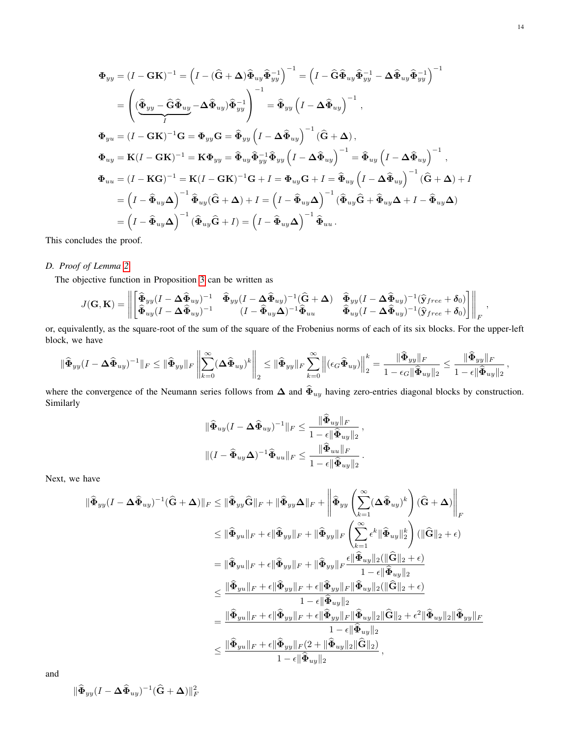$$
\begin{aligned}
\mathbf{\Phi}_{yy} &= (I-\mathbf{G}\mathbf{K})^{-1} = \left(I-(\widehat{\mathbf{G}}+\mathbf{\Delta})\widehat{\mathbf{\Phi}}_{uy}\widehat{\mathbf{\Phi}}_{yy}^{-1}\right)^{-1} = \left(I-\widehat{\mathbf{G}}\widehat{\mathbf{\Phi}}_{uy}\widehat{\mathbf{\Phi}}_{yy}^{-1}-\mathbf{\Delta}\widehat{\mathbf{\Phi}}_{uy}\widehat{\mathbf{\Phi}}_{yy}^{-1}\right)^{-1} \\
&= \left((\underbrace{\widehat{\mathbf{\Phi}}_{yy}-\widehat{\mathbf{G}}\widehat{\mathbf{\Phi}}_{uy}}_{I}-\mathbf{\Delta}\widehat{\mathbf{\Phi}}_{uy})\widehat{\mathbf{\Phi}}_{yy}^{-1}\right)^{-1} = \widehat{\mathbf{\Phi}}_{yy}\left(I-\mathbf{\Delta}\widehat{\mathbf{\Phi}}_{uy}\right)^{-1}, \\
\mathbf{\Phi}_{yu} &= (I-\mathbf{G}\mathbf{K})^{-1}\mathbf{G} = \mathbf{\Phi}_{yy}\mathbf{G} = \widehat{\mathbf{\Phi}}_{yy}\left(I-\mathbf{\Delta}\widehat{\mathbf{\Phi}}_{uy}\right)^{-1}(\widehat{\mathbf{G}}+\mathbf{\Delta}), \\
\mathbf{\Phi}_{uy} &= \mathbf{K}(I-\mathbf{G}\mathbf{K})^{-1} = \mathbf{K}\mathbf{\Phi}_{yy} = \widehat{\mathbf{\Phi}}_{uy}\widehat{\mathbf{\Phi}}_{yy}^{-1}\widehat{\mathbf{\Phi}}_{yy}\left(I-\mathbf{\Delta}\widehat{\mathbf{\Phi}}_{uy}\right)^{-1} = \widehat{\mathbf{\Phi}}_{uy}\left(I-\mathbf{\Delta}\widehat{\mathbf{\Phi}}_{uy}\right)^{-1}, \\
\mathbf{\Phi}_{uu} &= (I-\mathbf{K}\mathbf{G})^{-1} = \mathbf{K}(I-\mathbf{G}\mathbf{K})^{-1}\mathbf{G}+I = \mathbf{\Phi}_{uy}\mathbf{G}+I = \widehat{\mathbf{\Phi}}_{uy}\left(I-\mathbf{\Delta}\widehat{\mathbf{\Phi}}_{uy}\right)^{-1}(\widehat{\mathbf{G}}+\mathbf{\Delta})+I \\
&= \left(I-\widehat{\mathbf{\Phi}}_{uy}\mathbf{\Delta}\right)^{-1}\widehat{\mathbf{\Phi}}_{uy}(\widehat{\mathbf{G}}+\mathbf{\Delta})+I = \left(I-\widehat{\mathbf{\Phi}}_{uy}\mathbf{\Delta}\right)^{-1}(\widehat{\mathbf{\Phi}}_{uy}\widehat{\mathbf{G}}+\widehat{\mathbf{\Phi}}_{uy}\mathbf{\Delta}+I-\widehat{\mathbf{\Phi}}_{uy}\mathbf{\Delta}) \\
&= \left(I-\widehat{\mathbf{\Phi}}_{uy}\mathbf{\Delta}\right)^{-1}(\widehat{\mathbf{\Phi}}_{uy}\widehat{\mathbf{G}}+I) = \left(I-\widehat{\mathbf{\Phi}}_{uy}\mathbf{\Delta}\right)^{-1}\widehat{\mathbf{\Phi}}_{uu}\,.
\end{aligned}
$$

This concludes the proof.

### D. Proof of Lemma 2

The objective function in Proposition 3 can be written as

$$
J(\mathbf{G},\mathbf{K}) = \left\|\begin{bmatrix}\widehat{\mathbf{\Phi}}_{yy}(I-\mathbf{\Delta}\widehat{\mathbf{\Phi}}_{uy})^{-1} & \widehat{\mathbf{\Phi}}_{yy}(I-\mathbf{\Delta}\widehat{\mathbf{\Phi}}_{uy})^{-1}(\widehat{\mathbf{G}}+\mathbf{\Delta}) & \widehat{\mathbf{\Phi}}_{yy}(I-\mathbf{\Delta}\widehat{\mathbf{\Phi}}_{uy})^{-1}(\widehat{\mathbf{y}}_{free}+\boldsymbol{\delta}_0) \\ \widehat{\mathbf{\Phi}}_{uy}(I-\mathbf{\Delta}\widehat{\mathbf{\Phi}}_{uy})^{-1} & (I-\widehat{\mathbf{\Phi}}_{uy}\mathbf{\Delta})^{-1}\widehat{\mathbf{\Phi}}_{uu} & \widehat{\mathbf{\Phi}}_{uy}(I-\mathbf{\Delta}\widehat{\mathbf{\Phi}}_{uy})^{-1}(\widehat{\mathbf{y}}_{free}+\boldsymbol{\delta}_0)\end{bmatrix}\right\|_F,
$$

or, equivalently, as the square-root of the sum of the square of the Frobenius norms of each of its six blocks. For the upper-left block, we have

$$
\|\widehat{\mathbf{\Phi}}_{yy}(I-\mathbf{\Delta}\widehat{\mathbf{\Phi}}_{uy})^{-1}\|_F \leq \|\widehat{\mathbf{\Phi}}_{yy}\|_F\left\|\sum_{k=0}^{\infty}(\mathbf{\Delta}\widehat{\mathbf{\Phi}}_{uy})^k\right\|_2 \leq \|\widehat{\mathbf{\Phi}}_{yy}\|_F\sum_{k=0}^{\infty}\left\|(\epsilon_G\widehat{\mathbf{\Phi}}_{uy})\right\|_2^k = \frac{\|\widehat{\mathbf{\Phi}}_{yy}\|_F}{1-\epsilon_G\|\widehat{\mathbf{\Phi}}_{uy}\|_2} \leq \frac{\|\widehat{\mathbf{\Phi}}_{yy}\|_F}{1-\epsilon\|\widehat{\mathbf{\Phi}}_{uy}\|_2}\,,
$$

where the convergence of the Neumann series follows from $\mathbf{\Delta}$ and $\widehat{\mathbf{\Phi}}_{uy}$ having zero-entries diagonal blocks by construction. Similarly

$$
\|\widehat{\mathbf{\Phi}}_{uy}(I-\mathbf{\Delta}\widehat{\mathbf{\Phi}}_{uy})^{-1}\|_F \leq \frac{\|\widehat{\mathbf{\Phi}}_{uy}\|_F}{1-\epsilon\|\widehat{\mathbf{\Phi}}_{uy}\|_2}\,,
$$

$$
\|(I-\widehat{\mathbf{\Phi}}_{uy}\mathbf{\Delta})^{-1}\widehat{\mathbf{\Phi}}_{uu}\|_F \leq \frac{\|\widehat{\mathbf{\Phi}}_{uu}\|_F}{1-\epsilon\|\widehat{\mathbf{\Phi}}_{uy}\|_2}\,.
$$

Next, we have

$$
\begin{aligned}
\|\widehat{\mathbf{\Phi}}_{yy}(I-\mathbf{\Delta}\widehat{\mathbf{\Phi}}_{uy})^{-1}(\widehat{\mathbf{G}}+\mathbf{\Delta})\|_F &\leq \|\widehat{\mathbf{\Phi}}_{yy}\widehat{\mathbf{G}}\|_F + \|\widehat{\mathbf{\Phi}}_{yy}\mathbf{\Delta}\|_F + \left\|\widehat{\mathbf{\Phi}}_{yy}\left(\sum_{k=1}^{\infty}(\mathbf{\Delta}\widehat{\mathbf{\Phi}}_{uy})^k\right)(\widehat{\mathbf{G}}+\mathbf{\Delta})\right\|_F \\
&\leq \|\widehat{\mathbf{\Phi}}_{yu}\|_F + \epsilon\|\widehat{\mathbf{\Phi}}_{yy}\|_F + \|\widehat{\mathbf{\Phi}}_{yy}\|_F\left(\sum_{k=1}^{\infty}\epsilon^k\|\widehat{\mathbf{\Phi}}_{uy}\|_2^k\right)(\|\widehat{\mathbf{G}}\|_2+\epsilon) \\
&= \|\widehat{\mathbf{\Phi}}_{yu}\|_F + \epsilon\|\widehat{\mathbf{\Phi}}_{yy}\|_F + \|\widehat{\mathbf{\Phi}}_{yy}\|_F\frac{\epsilon\|\widehat{\mathbf{\Phi}}_{uy}\|_2(\|\widehat{\mathbf{G}}\|_2+\epsilon)}{1-\epsilon\|\widehat{\mathbf{\Phi}}_{uy}\|_2} \\
&\leq \frac{\|\widehat{\mathbf{\Phi}}_{yu}\|_F + \epsilon\|\widehat{\mathbf{\Phi}}_{yy}\|_F + \epsilon\|\widehat{\mathbf{\Phi}}_{yy}\|_F\|\widehat{\mathbf{\Phi}}_{uy}\|_2(\|\widehat{\mathbf{G}}\|_2+\epsilon)}{1-\epsilon\|\widehat{\mathbf{\Phi}}_{uy}\|_2} \\
&= \frac{\|\widehat{\mathbf{\Phi}}_{yu}\|_F + \epsilon\|\widehat{\mathbf{\Phi}}_{yy}\|_F + \epsilon\|\widehat{\mathbf{\Phi}}_{yy}\|_F\|\widehat{\mathbf{\Phi}}_{uy}\|_2\|\widehat{\mathbf{G}}\|_2 + \epsilon^2\|\widehat{\mathbf{\Phi}}_{uy}\|_2\|\widehat{\mathbf{\Phi}}_{yy}\|_F}{1-\epsilon\|\widehat{\mathbf{\Phi}}_{uy}\|_2} \\
&\leq \frac{\|\widehat{\mathbf{\Phi}}_{yu}\|_F + \epsilon\|\widehat{\mathbf{\Phi}}_{yy}\|_F(2+\|\widehat{\mathbf{\Phi}}_{uy}\|_2\|\widehat{\mathbf{G}}\|_2)}{1-\epsilon\|\widehat{\mathbf{\Phi}}_{uy}\|_2}\,,
\end{aligned}
$$

and

$$
\|\widehat{\mathbf{\Phi}}_{yy}(I-\mathbf{\Delta}\widehat{\mathbf{\Phi}}_{uy})^{-1}(\widehat{\mathbf{G}}+\mathbf{\Delta})\|_F^2
$$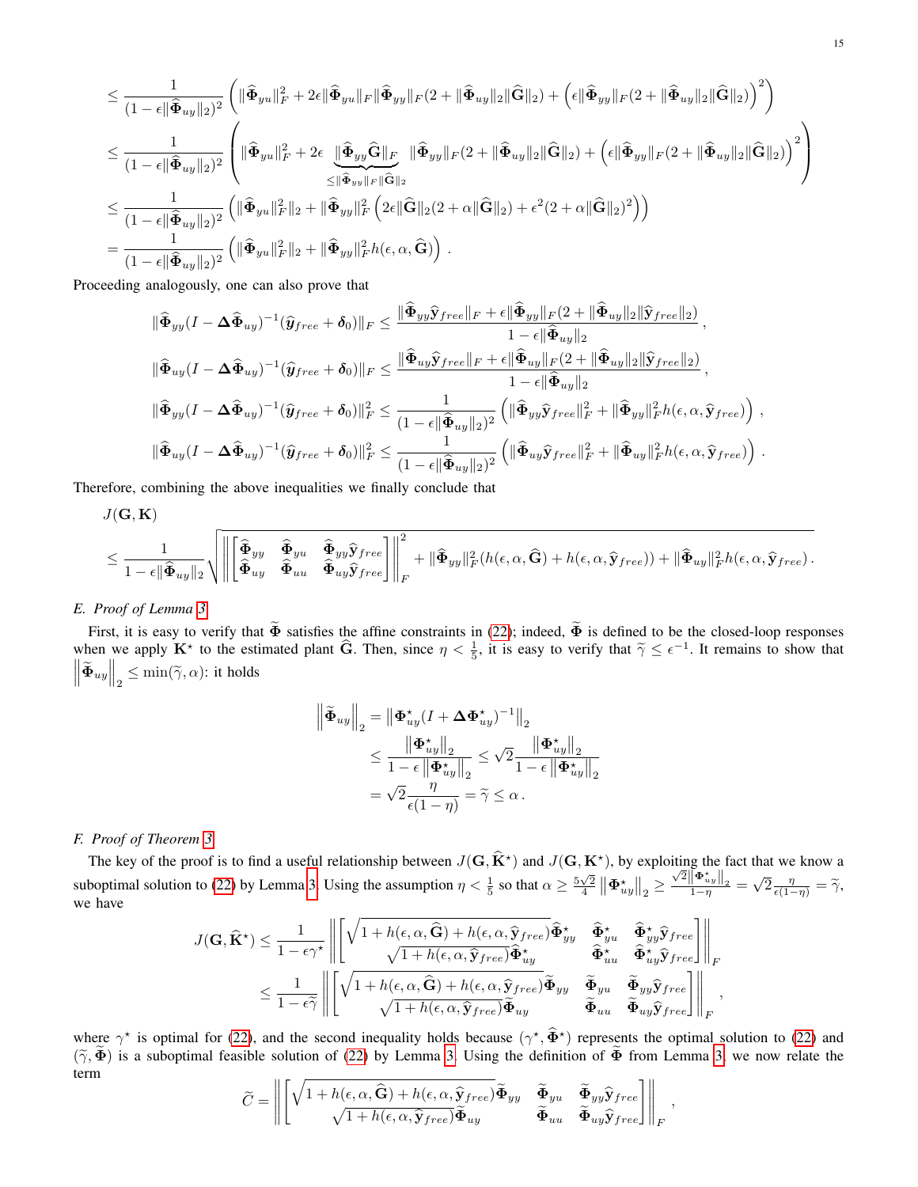$$
\begin{aligned}
&\leq \frac{1}{(1-\epsilon\|\widehat{\mathbf{\Phi}}_{uy}\|_2)^2}\left(\|\widehat{\mathbf{\Phi}}_{yu}\|_F^2 + 2\epsilon\|\widehat{\mathbf{\Phi}}_{yu}\|_F\|\widehat{\mathbf{\Phi}}_{yy}\|_F(2+\|\widehat{\mathbf{\Phi}}_{uy}\|_2\|\widehat{\mathbf{G}}\|_2) + \left(\epsilon\|\widehat{\mathbf{\Phi}}_{yy}\|_F(2+\|\widehat{\mathbf{\Phi}}_{uy}\|_2\|\widehat{\mathbf{G}}\|_2)\right)^2\right)\\
&\leq \frac{1}{(1-\epsilon\|\widehat{\mathbf{\Phi}}_{uy}\|_2)^2}\left(\|\widehat{\mathbf{\Phi}}_{yu}\|_F^2 + 2\epsilon\underbrace{\|\widehat{\mathbf{\Phi}}_{yy}\widehat{\mathbf{G}}\|_F}_{\leq\|\widehat{\mathbf{\Phi}}_{yy}\|_F\|\widehat{\mathbf{G}}\|_2}\|\widehat{\mathbf{\Phi}}_{yy}\|_F(2+\|\widehat{\mathbf{\Phi}}_{uy}\|_2\|\widehat{\mathbf{G}}\|_2) + \left(\epsilon\|\widehat{\mathbf{\Phi}}_{yy}\|_F(2+\|\widehat{\mathbf{\Phi}}_{uy}\|_2\|\widehat{\mathbf{G}}\|_2)\right)^2\right)\\
&\leq \frac{1}{(1-\epsilon\|\widehat{\mathbf{\Phi}}_{uy}\|_2)^2}\left(\|\widehat{\mathbf{\Phi}}_{yu}\|_F^2\|_2 + \|\widehat{\mathbf{\Phi}}_{yy}\|_F^2\left(2\epsilon\|\widehat{\mathbf{G}}\|_2(2+\alpha\|\widehat{\mathbf{G}}\|_2) + \epsilon^2(2+\alpha\|\widehat{\mathbf{G}}\|_2)^2\right)\right)\\
&= \frac{1}{(1-\epsilon\|\widehat{\mathbf{\Phi}}_{uy}\|_2)^2}\left(\|\widehat{\mathbf{\Phi}}_{yu}\|_F^2\|_2 + \|\widehat{\mathbf{\Phi}}_{yy}\|_F^2 h(\epsilon,\alpha,\widehat{\mathbf{G}})\right)\,.
\end{aligned}
$$

Proceeding analogously, one can also prove that

$$
\begin{aligned}
\|\widehat{\mathbf{\Phi}}_{yy}(I-\mathbf{\Delta}\widehat{\mathbf{\Phi}}_{uy})^{-1}(\widehat{\boldsymbol{y}}_{free}+\boldsymbol{\delta}_0)\|_F &\leq \frac{\|\widehat{\mathbf{\Phi}}_{yy}\widehat{\mathbf{y}}_{free}\|_F + \epsilon\|\widehat{\mathbf{\Phi}}_{yy}\|_F(2+\|\widehat{\mathbf{\Phi}}_{uy}\|_2\|\widehat{\mathbf{y}}_{free}\|_2)}{1-\epsilon\|\widehat{\mathbf{\Phi}}_{uy}\|_2}\,,\\
\|\widehat{\mathbf{\Phi}}_{uy}(I-\mathbf{\Delta}\widehat{\mathbf{\Phi}}_{uy})^{-1}(\widehat{\boldsymbol{y}}_{free}+\boldsymbol{\delta}_0)\|_F &\leq \frac{\|\widehat{\mathbf{\Phi}}_{uy}\widehat{\mathbf{y}}_{free}\|_F + \epsilon\|\widehat{\mathbf{\Phi}}_{uy}\|_F(2+\|\widehat{\mathbf{\Phi}}_{uy}\|_2\|\widehat{\mathbf{y}}_{free}\|_2)}{1-\epsilon\|\widehat{\mathbf{\Phi}}_{uy}\|_2}\,,\\
\|\widehat{\mathbf{\Phi}}_{yy}(I-\mathbf{\Delta}\widehat{\mathbf{\Phi}}_{uy})^{-1}(\widehat{\boldsymbol{y}}_{free}+\boldsymbol{\delta}_0)\|_F^2 &\leq \frac{1}{(1-\epsilon\|\widehat{\mathbf{\Phi}}_{uy}\|_2)^2}\left(\|\widehat{\mathbf{\Phi}}_{yy}\widehat{\mathbf{y}}_{free}\|_F^2 + \|\widehat{\mathbf{\Phi}}_{yy}\|_F^2 h(\epsilon,\alpha,\widehat{\mathbf{y}}_{free})\right)\,,\\
\|\widehat{\mathbf{\Phi}}_{uy}(I-\mathbf{\Delta}\widehat{\mathbf{\Phi}}_{uy})^{-1}(\widehat{\boldsymbol{y}}_{free}+\boldsymbol{\delta}_0)\|_F^2 &\leq \frac{1}{(1-\epsilon\|\widehat{\mathbf{\Phi}}_{uy}\|_2)^2}\left(\|\widehat{\mathbf{\Phi}}_{uy}\widehat{\mathbf{y}}_{free}\|_F^2 + \|\widehat{\mathbf{\Phi}}_{uy}\|_F^2 h(\epsilon,\alpha,\widehat{\mathbf{y}}_{free})\right)\,.
\end{aligned}
$$

Therefore, combining the above inequalities we finally conclude that

$$
\begin{aligned}
&J(\mathbf{G},\mathbf{K})\\
&\leq \frac{1}{1-\epsilon\|\widehat{\mathbf{\Phi}}_{uy}\|_2}\sqrt{\left\|\begin{bmatrix}\widehat{\mathbf{\Phi}}_{yy} & \widehat{\mathbf{\Phi}}_{yu} & \widehat{\mathbf{\Phi}}_{yy}\widehat{\mathbf{y}}_{free}\\ \widehat{\mathbf{\Phi}}_{uy} & \widehat{\mathbf{\Phi}}_{uu} & \widehat{\mathbf{\Phi}}_{uy}\widehat{\mathbf{y}}_{free}\end{bmatrix}\right\|_F^2 + \|\widehat{\mathbf{\Phi}}_{yy}\|_F^2(h(\epsilon,\alpha,\widehat{\mathbf{G}})+h(\epsilon,\alpha,\widehat{\mathbf{y}}_{free})) + \|\widehat{\mathbf{\Phi}}_{uy}\|_F^2 h(\epsilon,\alpha,\widehat{\mathbf{y}}_{free})}\,.
\end{aligned}
$$

### E. Proof of Lemma 3

First, it is easy to verify that $\widetilde{\mathbf{\Phi}}$ satisfies the affine constraints in (22); indeed, $\widetilde{\mathbf{\Phi}}$ is defined to be the closed-loop responses when we apply $\mathbf{K}^\star$ to the estimated plant $\widehat{\mathbf{G}}$. Then, since $\eta < \frac{1}{5}$, it is easy to verify that $\widetilde{\gamma} \leq \epsilon^{-1}$. It remains to show that $\left\|\widetilde{\mathbf{\Phi}}_{uy}\right\|_2 \leq \min(\widetilde{\gamma},\alpha)$: it holds

$$
\begin{aligned}
\left\|\widetilde{\mathbf{\Phi}}_{uy}\right\|_2 &= \left\|\mathbf{\Phi}^\star_{uy}(I+\mathbf{\Delta}\mathbf{\Phi}^\star_{uy})^{-1}\right\|_2\\
&\leq \frac{\left\|\mathbf{\Phi}^\star_{uy}\right\|_2}{1-\epsilon\left\|\mathbf{\Phi}^\star_{uy}\right\|_2} \leq \sqrt{2}\frac{\left\|\mathbf{\Phi}^\star_{uy}\right\|_2}{1-\epsilon\left\|\mathbf{\Phi}^\star_{uy}\right\|_2}\\
&= \sqrt{2}\frac{\eta}{\epsilon(1-\eta)} = \widetilde{\gamma} \leq \alpha\,.
\end{aligned}
$$

### F. Proof of Theorem 3

The key of the proof is to find a useful relationship between $J(\mathbf{G},\widehat{\mathbf{K}}^\star)$ and $J(\mathbf{G},\mathbf{K}^\star)$, by exploiting the fact that we know a suboptimal solution to (22) by Lemma 3. Using the assumption $\eta < \frac{1}{5}$ so that $\alpha \geq \frac{5\sqrt{2}}{4}\left\|\mathbf{\Phi}^\star_{uy}\right\|_2 \geq \frac{\sqrt{2}\left\|\mathbf{\Phi}^\star_{uy}\right\|_2}{1-\eta} = \sqrt{2}\frac{\eta}{\epsilon(1-\eta)} = \widetilde{\gamma}$, we have

$$
\begin{aligned}
J(\mathbf{G},\widehat{\mathbf{K}}^\star) &\leq \frac{1}{1-\epsilon\gamma^\star}\left\|\begin{bmatrix}\sqrt{1+h(\epsilon,\alpha,\widehat{\mathbf{G}})+h(\epsilon,\alpha,\widehat{\mathbf{y}}_{free})}\,\widehat{\mathbf{\Phi}}^\star_{yy} & \widehat{\mathbf{\Phi}}^\star_{yu} & \widehat{\mathbf{\Phi}}^\star_{yy}\widehat{\mathbf{y}}_{free}\\ \sqrt{1+h(\epsilon,\alpha,\widehat{\mathbf{y}}_{free})}\,\widehat{\mathbf{\Phi}}^\star_{uy} & \widehat{\mathbf{\Phi}}^\star_{uu} & \widehat{\mathbf{\Phi}}^\star_{uy}\widehat{\mathbf{y}}_{free}\end{bmatrix}\right\|_F\\
&\leq \frac{1}{1-\epsilon\widetilde{\gamma}}\left\|\begin{bmatrix}\sqrt{1+h(\epsilon,\alpha,\widehat{\mathbf{G}})+h(\epsilon,\alpha,\widehat{\mathbf{y}}_{free})}\,\widetilde{\mathbf{\Phi}}_{yy} & \widetilde{\mathbf{\Phi}}_{yu} & \widetilde{\mathbf{\Phi}}_{yy}\widehat{\mathbf{y}}_{free}\\ \sqrt{1+h(\epsilon,\alpha,\widehat{\mathbf{y}}_{free})}\,\widetilde{\mathbf{\Phi}}_{uy} & \widetilde{\mathbf{\Phi}}_{uu} & \widetilde{\mathbf{\Phi}}_{uy}\widehat{\mathbf{y}}_{free}\end{bmatrix}\right\|_F\,,
\end{aligned}
$$

where $\gamma^\star$ is optimal for (22), and the second inequality holds because $(\gamma^\star,\widehat{\mathbf{\Phi}}^\star)$ represents the optimal solution to (22) and $(\widetilde{\gamma},\widetilde{\mathbf{\Phi}})$ is a suboptimal feasible solution of (22) by Lemma 3. Using the definition of $\widetilde{\mathbf{\Phi}}$ from Lemma 3, we now relate the term

$$
\widetilde{C} = \left\|\begin{bmatrix}\sqrt{1+h(\epsilon,\alpha,\widehat{\mathbf{G}})+h(\epsilon,\alpha,\widehat{\mathbf{y}}_{free})}\,\widetilde{\mathbf{\Phi}}_{yy} & \widetilde{\mathbf{\Phi}}_{yu} & \widetilde{\mathbf{\Phi}}_{yy}\widehat{\mathbf{y}}_{free}\\ \sqrt{1+h(\epsilon,\alpha,\widehat{\mathbf{y}}_{free})}\,\widetilde{\mathbf{\Phi}}_{uy} & \widetilde{\mathbf{\Phi}}_{uu} & \widetilde{\mathbf{\Phi}}_{uy}\widehat{\mathbf{y}}_{free}\end{bmatrix}\right\|_F\,,
$$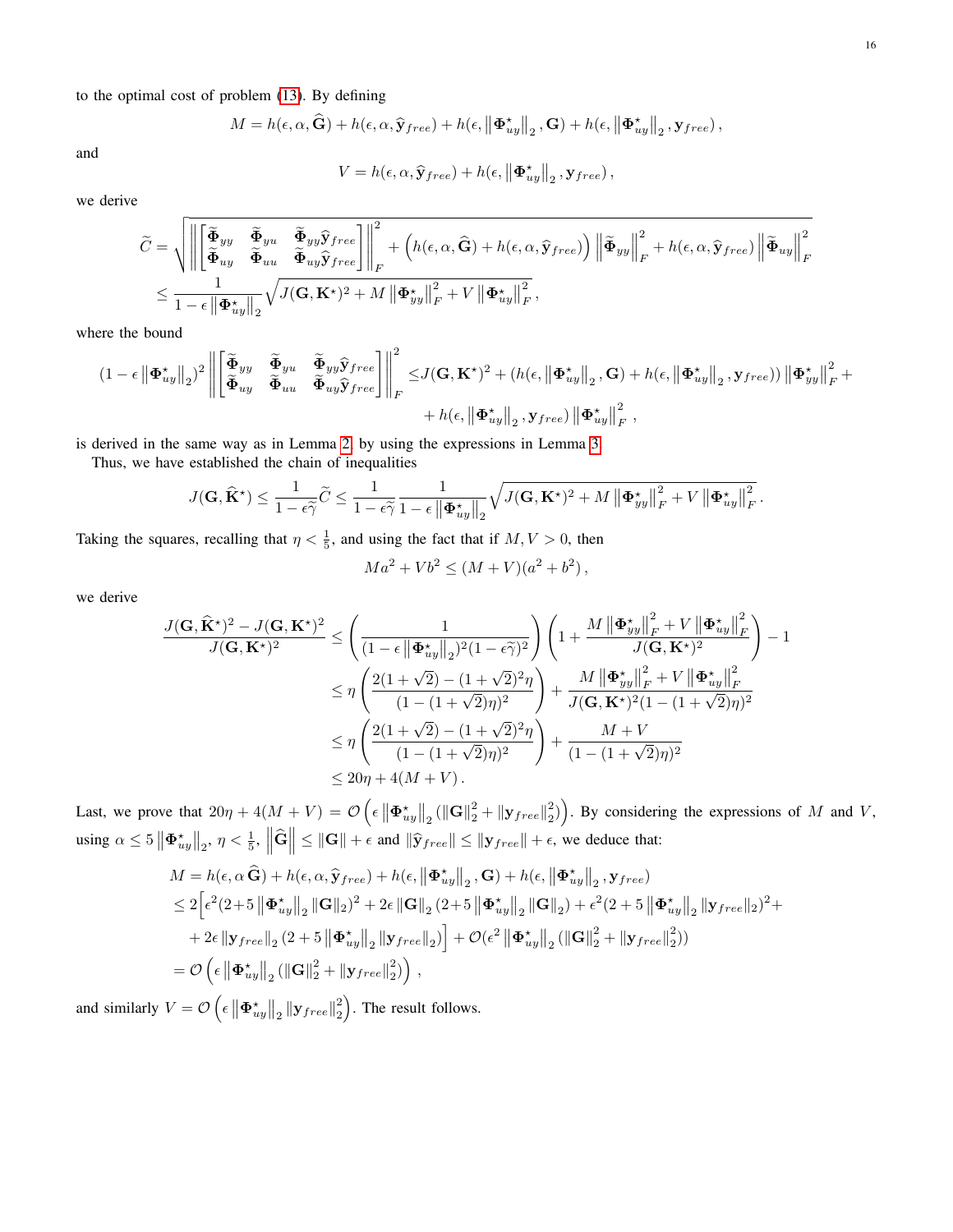to the optimal cost of problem (13). By defining

$$M = h(\epsilon, \alpha, \widehat{\mathbf{G}}) + h(\epsilon, \alpha, \widehat{\mathbf{y}}_{free}) + h(\epsilon, \left\|\mathbf{\Phi}^{\star}_{uy}\right\|_2, \mathbf{G}) + h(\epsilon, \left\|\mathbf{\Phi}^{\star}_{uy}\right\|_2, \mathbf{y}_{free})\,,$$

and

$$V = h(\epsilon, \alpha, \widehat{\mathbf{y}}_{free}) + h(\epsilon, \left\|\mathbf{\Phi}^{\star}_{uy}\right\|_2, \mathbf{y}_{free})\,,$$

we derive

$$\begin{aligned}
\widetilde{C} &= \sqrt{\left\|\begin{bmatrix} \widetilde{\mathbf{\Phi}}_{yy} & \widetilde{\mathbf{\Phi}}_{yu} & \widetilde{\mathbf{\Phi}}_{yy}\widehat{\mathbf{y}}_{free} \\ \widetilde{\mathbf{\Phi}}_{uy} & \widetilde{\mathbf{\Phi}}_{uu} & \widetilde{\mathbf{\Phi}}_{uy}\widehat{\mathbf{y}}_{free}\end{bmatrix}\right\|_F^2 + \left(h(\epsilon,\alpha,\widehat{\mathbf{G}}) + h(\epsilon,\alpha,\widehat{\mathbf{y}}_{free})\right)\left\|\widetilde{\mathbf{\Phi}}_{yy}\right\|_F^2 + h(\epsilon,\alpha,\widehat{\mathbf{y}}_{free})\left\|\widetilde{\mathbf{\Phi}}_{uy}\right\|_F^2} \\
&\leq \frac{1}{1-\epsilon\left\|\mathbf{\Phi}^{\star}_{uy}\right\|_2}\sqrt{J(\mathbf{G},\mathbf{K}^{\star})^2 + M\left\|\mathbf{\Phi}^{\star}_{yy}\right\|_F^2 + V\left\|\mathbf{\Phi}^{\star}_{uy}\right\|_F^2}\,,
\end{aligned}$$

where the bound

$$\begin{aligned}
(1-\epsilon\left\|\mathbf{\Phi}^{\star}_{uy}\right\|_2)^2\left\|\begin{bmatrix} \widetilde{\mathbf{\Phi}}_{yy} & \widetilde{\mathbf{\Phi}}_{yu} & \widetilde{\mathbf{\Phi}}_{yy}\widehat{\mathbf{y}}_{free} \\ \widetilde{\mathbf{\Phi}}_{uy} & \widetilde{\mathbf{\Phi}}_{uu} & \widetilde{\mathbf{\Phi}}_{uy}\widehat{\mathbf{y}}_{free}\end{bmatrix}\right\|_F^2 \leq & J(\mathbf{G},\mathbf{K}^{\star})^2 + (h(\epsilon,\left\|\mathbf{\Phi}^{\star}_{uy}\right\|_2,\mathbf{G}) + h(\epsilon,\left\|\mathbf{\Phi}^{\star}_{uy}\right\|_2,\mathbf{y}_{free}))\left\|\mathbf{\Phi}^{\star}_{yy}\right\|_F^2 + \\
& + h(\epsilon,\left\|\mathbf{\Phi}^{\star}_{uy}\right\|_2,\mathbf{y}_{free})\left\|\mathbf{\Phi}^{\star}_{uy}\right\|_F^2\,,
\end{aligned}$$

is derived in the same way as in Lemma 2, by using the expressions in Lemma 3.

Thus, we have established the chain of inequalities

$$J(\mathbf{G},\widehat{\mathbf{K}}^{\star}) \leq \frac{1}{1-\epsilon\widetilde{\gamma}}\widetilde{C} \leq \frac{1}{1-\epsilon\widetilde{\gamma}}\frac{1}{1-\epsilon\left\|\mathbf{\Phi}^{\star}_{uy}\right\|_2}\sqrt{J(\mathbf{G},\mathbf{K}^{\star})^2 + M\left\|\mathbf{\Phi}^{\star}_{yy}\right\|_F^2 + V\left\|\mathbf{\Phi}^{\star}_{uy}\right\|_F^2}\,.$$

Taking the squares, recalling that $\eta < \frac{1}{5}$, and using the fact that if $M, V > 0$, then

$$Ma^2 + Vb^2 \leq (M+V)(a^2+b^2)\,,$$

we derive

$$\begin{aligned}
\frac{J(\mathbf{G},\widehat{\mathbf{K}}^{\star})^2 - J(\mathbf{G},\mathbf{K}^{\star})^2}{J(\mathbf{G},\mathbf{K}^{\star})^2} &\leq \left(\frac{1}{(1-\epsilon\left\|\mathbf{\Phi}^{\star}_{uy}\right\|_2)^2(1-\epsilon\widetilde{\gamma})^2}\right)\left(1 + \frac{M\left\|\mathbf{\Phi}^{\star}_{yy}\right\|_F^2 + V\left\|\mathbf{\Phi}^{\star}_{uy}\right\|_F^2}{J(\mathbf{G},\mathbf{K}^{\star})^2}\right) - 1 \\
&\leq \eta\left(\frac{2(1+\sqrt{2}) - (1+\sqrt{2})^2\eta}{(1-(1+\sqrt{2})\eta)^2}\right) + \frac{M\left\|\mathbf{\Phi}^{\star}_{yy}\right\|_F^2 + V\left\|\mathbf{\Phi}^{\star}_{uy}\right\|_F^2}{J(\mathbf{G},\mathbf{K}^{\star})^2(1-(1+\sqrt{2})\eta)^2} \\
&\leq \eta\left(\frac{2(1+\sqrt{2}) - (1+\sqrt{2})^2\eta}{(1-(1+\sqrt{2})\eta)^2}\right) + \frac{M+V}{(1-(1+\sqrt{2})\eta)^2} \\
&\leq 20\eta + 4(M+V)\,.
\end{aligned}$$

Last, we prove that $20\eta + 4(M+V) = \mathcal{O}\left(\epsilon\left\|\mathbf{\Phi}^{\star}_{uy}\right\|_2(\|\mathbf{G}\|_2^2 + \|\mathbf{y}_{free}\|_2^2)\right)$. By considering the expressions of $M$ and $V$, using $\alpha \leq 5\left\|\mathbf{\Phi}^{\star}_{uy}\right\|_2$, $\eta < \frac{1}{5}$, $\left\|\widehat{\mathbf{G}}\right\| \leq \|\mathbf{G}\| + \epsilon$ and $\|\widehat{\mathbf{y}}_{free}\| \leq \|\mathbf{y}_{free}\| + \epsilon$, we deduce that:

$$\begin{aligned}
M &= h(\epsilon,\alpha\,\widehat{\mathbf{G}}) + h(\epsilon,\alpha,\widehat{\mathbf{y}}_{free}) + h(\epsilon,\left\|\mathbf{\Phi}^{\star}_{uy}\right\|_2,\mathbf{G}) + h(\epsilon,\left\|\mathbf{\Phi}^{\star}_{uy}\right\|_2,\mathbf{y}_{free}) \\
&\leq 2\Big[\epsilon^2(2+5\left\|\mathbf{\Phi}^{\star}_{uy}\right\|_2\|\mathbf{G}\|_2)^2 + 2\epsilon\|\mathbf{G}\|_2(2+5\left\|\mathbf{\Phi}^{\star}_{uy}\right\|_2\|\mathbf{G}\|_2) + \epsilon^2(2+5\left\|\mathbf{\Phi}^{\star}_{uy}\right\|_2\|\mathbf{y}_{free}\|_2)^2 + \\
&\quad + 2\epsilon\|\mathbf{y}_{free}\|_2(2+5\left\|\mathbf{\Phi}^{\star}_{uy}\right\|_2\|\mathbf{y}_{free}\|_2)\Big] + \mathcal{O}(\epsilon^2\left\|\mathbf{\Phi}^{\star}_{uy}\right\|_2(\|\mathbf{G}\|_2^2 + \|\mathbf{y}_{free}\|_2^2)) \\
&= \mathcal{O}\left(\epsilon\left\|\mathbf{\Phi}^{\star}_{uy}\right\|_2(\|\mathbf{G}\|_2^2 + \|\mathbf{y}_{free}\|_2^2)\right)\,,
\end{aligned}$$

and similarly $V = \mathcal{O}\left(\epsilon\left\|\mathbf{\Phi}^{\star}_{uy}\right\|_2\|\mathbf{y}_{free}\|_2^2\right)$. The result follows.